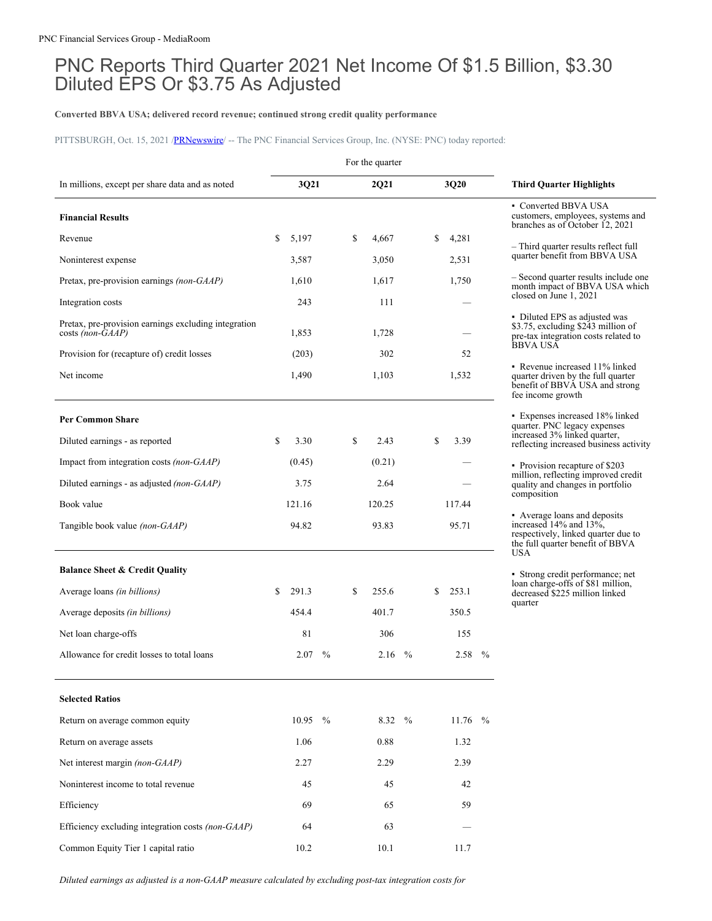# PNC Reports Third Quarter 2021 Net Income Of $1.5 Billion, $3.30 Diluted EPS Or $3.75 As Adjusted

**Converted BBVA USA; delivered record revenue; continued strong credit quality performance**

PITTSBURGH, Oct. 15, 2021 /PRNewswire/ -- The PNC Financial Services Group, Inc. (NYSE: PNC) today reported:

| In millions, except per share data and as noted | 3Q21 | 2Q21 | 3Q20 |
|---|---|---|---|
| **Financial Results** | | | |
| Revenue | $ 5,197 | $ 4,667 | $ 4,281 |
| Noninterest expense | 3,587 | 3,050 | 2,531 |
| Pretax, pre-provision earnings *(non-GAAP)* | 1,610 | 1,617 | 1,750 |
| Integration costs | 243 | 111 | — |
| Pretax, pre-provision earnings excluding integration costs *(non-GAAP)* | 1,853 | 1,728 | — |
| Provision for (recapture of) credit losses | (203) | 302 | 52 |
| Net income | 1,490 | 1,103 | 1,532 |
| **Per Common Share** | | | |
| Diluted earnings - as reported | $ 3.30 | $ 2.43 | $ 3.39 |
| Impact from integration costs *(non-GAAP)* | (0.45) | (0.21) | — |
| Diluted earnings - as adjusted *(non-GAAP)* | 3.75 | 2.64 | — |
| Book value | 121.16 | 120.25 | 117.44 |
| Tangible book value *(non-GAAP)* | 94.82 | 93.83 | 95.71 |
| **Balance Sheet & Credit Quality** | | | |
| Average loans *(in billions)* | $ 291.3 | $ 255.6 | $ 253.1 |
| Average deposits *(in billions)* | 454.4 | 401.7 | 350.5 |
| Net loan charge-offs | 81 | 306 | 155 |
| Allowance for credit losses to total loans | 2.07 % | 2.16 % | 2.58 % |
| **Selected Ratios** | | | |
| Return on average common equity | 10.95 % | 8.32 % | 11.76 % |
| Return on average assets | 1.06 | 0.88 | 1.32 |
| Net interest margin *(non-GAAP)* | 2.27 | 2.29 | 2.39 |
| Noninterest income to total revenue | 45 | 45 | 42 |
| Efficiency | 69 | 65 | 59 |
| Efficiency excluding integration costs *(non-GAAP)* | 64 | 63 | — |
| Common Equity Tier 1 capital ratio | 10.2 | 10.1 | 11.7 |

**Third Quarter Highlights**

- Converted BBVA USA customers, employees, systems and branches as of October 12, 2021
  - Third quarter results reflect full quarter benefit from BBVA USA
  - Second quarter results include one month impact of BBVA USA which closed on June 1, 2021
- Diluted EPS as adjusted was $3.75, excluding $243 million of pre-tax integration costs related to BBVA USA
- Revenue increased 11% linked quarter driven by the full quarter benefit of BBVA USA and strong fee income growth
- Expenses increased 18% linked quarter. PNC legacy expenses increased 3% linked quarter, reflecting increased business activity
- Provision recapture of $203 million, reflecting improved credit quality and changes in portfolio composition
- Average loans and deposits increased 14% and 13%, respectively, linked quarter due to the full quarter benefit of BBVA USA
- Strong credit performance; net loan charge-offs of $81 million, decreased $225 million linked quarter

*Diluted earnings as adjusted is a non-GAAP measure calculated by excluding post-tax integration costs for*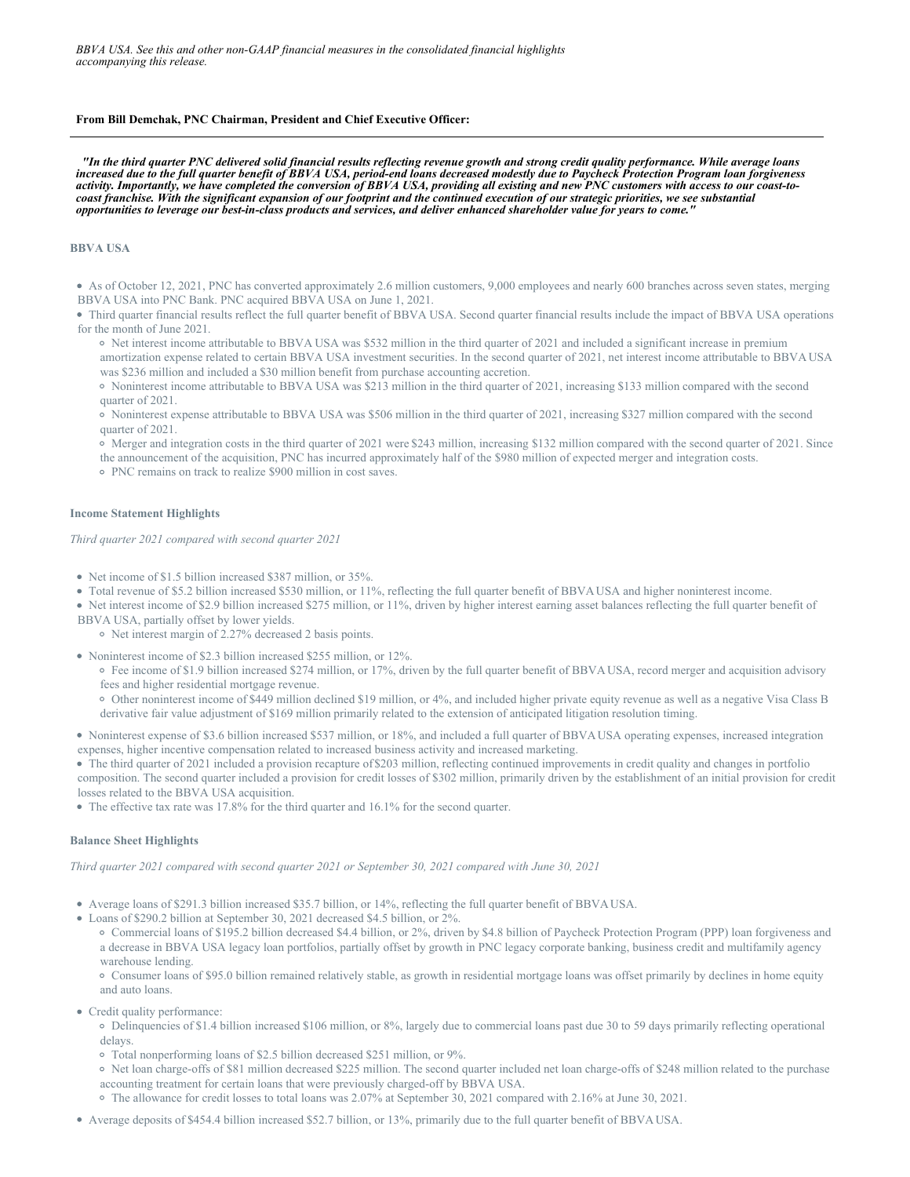*BBVA USA. See this and other non-GAAP financial measures in the consolidated financial highlights accompanying this release.*

**From Bill Demchak, PNC Chairman, President and Chief Executive Officer:**

***"In the third quarter PNC delivered solid financial results reflecting revenue growth and strong credit quality performance. While average loans increased due to the full quarter benefit of BBVA USA, period-end loans decreased modestly due to Paycheck Protection Program loan forgiveness activity. Importantly, we have completed the conversion of BBVA USA, providing all existing and new PNC customers with access to our coast-to-coast franchise. With the significant expansion of our footprint and the continued execution of our strategic priorities, we see substantial opportunities to leverage our best-in-class products and services, and deliver enhanced shareholder value for years to come."***

**BBVA USA**

- As of October 12, 2021, PNC has converted approximately 2.6 million customers, 9,000 employees and nearly 600 branches across seven states, merging BBVA USA into PNC Bank. PNC acquired BBVA USA on June 1, 2021.
- Third quarter financial results reflect the full quarter benefit of BBVA USA. Second quarter financial results include the impact of BBVA USA operations for the month of June 2021.
  - Net interest income attributable to BBVA USA was $532 million in the third quarter of 2021 and included a significant increase in premium amortization expense related to certain BBVA USA investment securities. In the second quarter of 2021, net interest income attributable to BBVA USA was $236 million and included a $30 million benefit from purchase accounting accretion.
  - Noninterest income attributable to BBVA USA was $213 million in the third quarter of 2021, increasing $133 million compared with the second quarter of 2021.
  - Noninterest expense attributable to BBVA USA was $506 million in the third quarter of 2021, increasing $327 million compared with the second quarter of 2021.
  - Merger and integration costs in the third quarter of 2021 were $243 million, increasing $132 million compared with the second quarter of 2021. Since the announcement of the acquisition, PNC has incurred approximately half of the $980 million of expected merger and integration costs.
  - PNC remains on track to realize $900 million in cost saves.

**Income Statement Highlights**

*Third quarter 2021 compared with second quarter 2021*

- Net income of $1.5 billion increased $387 million, or 35%.
- Total revenue of $5.2 billion increased $530 million, or 11%, reflecting the full quarter benefit of BBVA USA and higher noninterest income.
- Net interest income of $2.9 billion increased $275 million, or 11%, driven by higher interest earning asset balances reflecting the full quarter benefit of BBVA USA, partially offset by lower yields.
  - Net interest margin of 2.27% decreased 2 basis points.
- Noninterest income of $2.3 billion increased $255 million, or 12%.
  - Fee income of $1.9 billion increased $274 million, or 17%, driven by the full quarter benefit of BBVA USA, record merger and acquisition advisory fees and higher residential mortgage revenue.
  - Other noninterest income of $449 million declined $19 million, or 4%, and included higher private equity revenue as well as a negative Visa Class B derivative fair value adjustment of $169 million primarily related to the extension of anticipated litigation resolution timing.
- Noninterest expense of $3.6 billion increased $537 million, or 18%, and included a full quarter of BBVA USA operating expenses, increased integration expenses, higher incentive compensation related to increased business activity and increased marketing.
- The third quarter of 2021 included a provision recapture of $203 million, reflecting continued improvements in credit quality and changes in portfolio composition. The second quarter included a provision for credit losses of $302 million, primarily driven by the establishment of an initial provision for credit losses related to the BBVA USA acquisition.
- The effective tax rate was 17.8% for the third quarter and 16.1% for the second quarter.

**Balance Sheet Highlights**

*Third quarter 2021 compared with second quarter 2021 or September 30, 2021 compared with June 30, 2021*

- Average loans of $291.3 billion increased $35.7 billion, or 14%, reflecting the full quarter benefit of BBVA USA.
- Loans of $290.2 billion at September 30, 2021 decreased $4.5 billion, or 2%.
  - Commercial loans of $195.2 billion decreased $4.4 billion, or 2%, driven by $4.8 billion of Paycheck Protection Program (PPP) loan forgiveness and a decrease in BBVA USA legacy loan portfolios, partially offset by growth in PNC legacy corporate banking, business credit and multifamily agency warehouse lending.
  - Consumer loans of $95.0 billion remained relatively stable, as growth in residential mortgage loans was offset primarily by declines in home equity and auto loans.
- Credit quality performance:
  - Delinquencies of $1.4 billion increased $106 million, or 8%, largely due to commercial loans past due 30 to 59 days primarily reflecting operational delays.
  - Total nonperforming loans of $2.5 billion decreased $251 million, or 9%.
  - Net loan charge-offs of $81 million decreased $225 million. The second quarter included net loan charge-offs of $248 million related to the purchase accounting treatment for certain loans that were previously charged-off by BBVA USA.
  - The allowance for credit losses to total loans was 2.07% at September 30, 2021 compared with 2.16% at June 30, 2021.
- Average deposits of $454.4 billion increased $52.7 billion, or 13%, primarily due to the full quarter benefit of BBVA USA.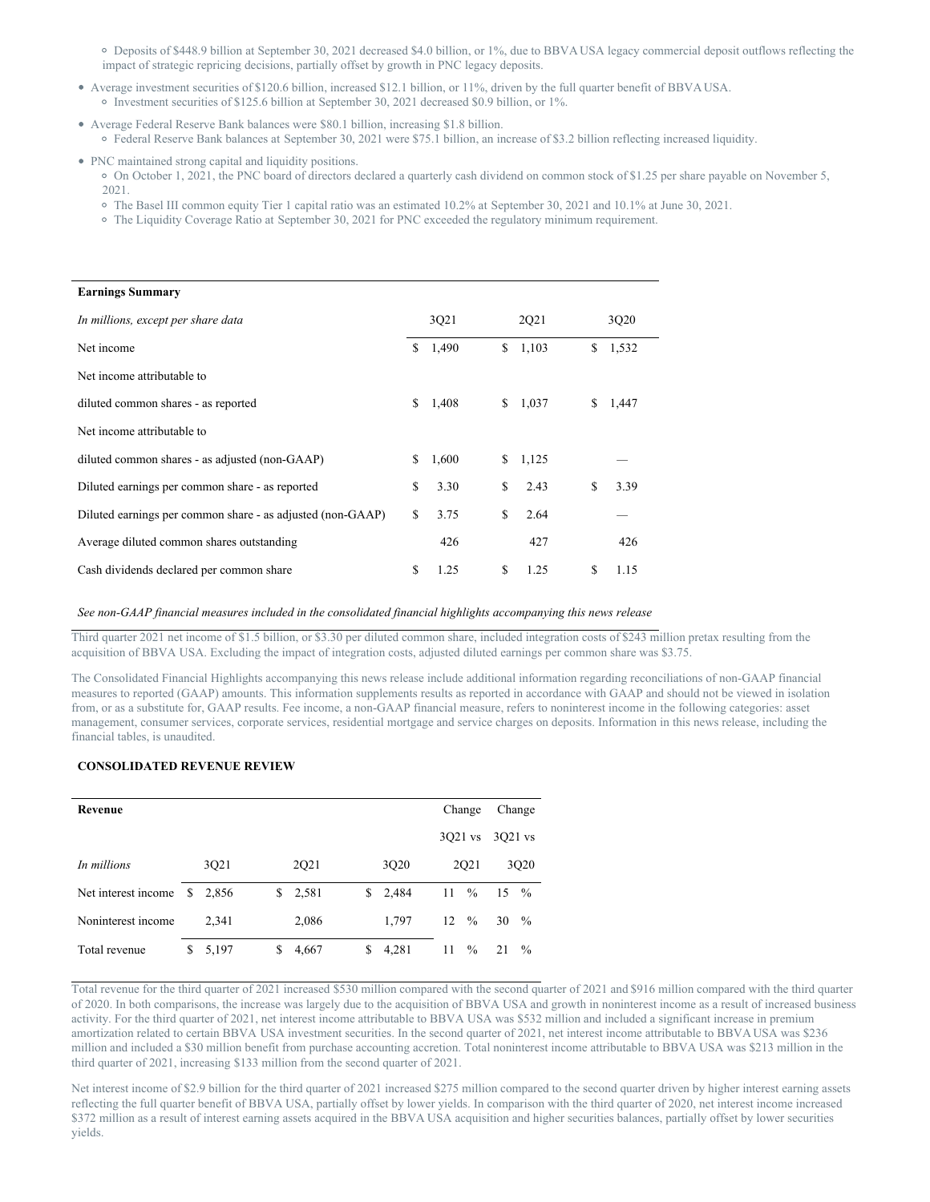- Deposits of $448.9 billion at September 30, 2021 decreased $4.0 billion, or 1%, due to BBVA USA legacy commercial deposit outflows reflecting the impact of strategic repricing decisions, partially offset by growth in PNC legacy deposits.

- Average investment securities of $120.6 billion, increased $12.1 billion, or 11%, driven by the full quarter benefit of BBVA USA.
  - Investment securities of $125.6 billion at September 30, 2021 decreased $0.9 billion, or 1%.
- Average Federal Reserve Bank balances were $80.1 billion, increasing $1.8 billion.
  - Federal Reserve Bank balances at September 30, 2021 were $75.1 billion, an increase of $3.2 billion reflecting increased liquidity.
- PNC maintained strong capital and liquidity positions.
  - On October 1, 2021, the PNC board of directors declared a quarterly cash dividend on common stock of $1.25 per share payable on November 5, 2021.
  - The Basel III common equity Tier 1 capital ratio was an estimated 10.2% at September 30, 2021 and 10.1% at June 30, 2021.
  - The Liquidity Coverage Ratio at September 30, 2021 for PNC exceeded the regulatory minimum requirement.

| **Earnings Summary** | | | |
|---|---|---|---|
| *In millions, except per share data* | 3Q21 | 2Q21 | 3Q20 |
| Net income | $ 1,490 | $ 1,103 | $ 1,532 |
| Net income attributable to diluted common shares - as reported | $ 1,408 | $ 1,037 | $ 1,447 |
| Net income attributable to diluted common shares - as adjusted (non-GAAP) | $ 1,600 | $ 1,125 | — |
| Diluted earnings per common share - as reported | $ 3.30 | $ 2.43 | $ 3.39 |
| Diluted earnings per common share - as adjusted (non-GAAP) | $ 3.75 | $ 2.64 | — |
| Average diluted common shares outstanding | 426 | 427 | 426 |
| Cash dividends declared per common share | $ 1.25 | $ 1.25 | $ 1.15 |

*See non-GAAP financial measures included in the consolidated financial highlights accompanying this news release*

Third quarter 2021 net income of $1.5 billion, or $3.30 per diluted common share, included integration costs of $243 million pretax resulting from the acquisition of BBVA USA. Excluding the impact of integration costs, adjusted diluted earnings per common share was $3.75.

The Consolidated Financial Highlights accompanying this news release include additional information regarding reconciliations of non-GAAP financial measures to reported (GAAP) amounts. This information supplements results as reported in accordance with GAAP and should not be viewed in isolation from, or as a substitute for, GAAP results. Fee income, a non-GAAP financial measure, refers to noninterest income in the following categories: asset management, consumer services, corporate services, residential mortgage and service charges on deposits. Information in this news release, including the financial tables, is unaudited.

**CONSOLIDATED REVENUE REVIEW**

| **Revenue** | | | | Change 3Q21 vs | Change 3Q21 vs |
|---|---|---|---|---|---|
| *In millions* | 3Q21 | 2Q21 | 3Q20 | 2Q21 | 3Q20 |
| Net interest income | $ 2,856 | $ 2,581 | $ 2,484 | 11 % | 15 % |
| Noninterest income | 2,341 | 2,086 | 1,797 | 12 % | 30 % |
| Total revenue | $ 5,197 | $ 4,667 | $ 4,281 | 11 % | 21 % |

Total revenue for the third quarter of 2021 increased $530 million compared with the second quarter of 2021 and $916 million compared with the third quarter of 2020. In both comparisons, the increase was largely due to the acquisition of BBVA USA and growth in noninterest income as a result of increased business activity. For the third quarter of 2021, net interest income attributable to BBVA USA was $532 million and included a significant increase in premium amortization related to certain BBVA USA investment securities. In the second quarter of 2021, net interest income attributable to BBVA USA was $236 million and included a $30 million benefit from purchase accounting accretion. Total noninterest income attributable to BBVA USA was $213 million in the third quarter of 2021, increasing $133 million from the second quarter of 2021.

Net interest income of $2.9 billion for the third quarter of 2021 increased $275 million compared to the second quarter driven by higher interest earning assets reflecting the full quarter benefit of BBVA USA, partially offset by lower yields. In comparison with the third quarter of 2020, net interest income increased $372 million as a result of interest earning assets acquired in the BBVA USA acquisition and higher securities balances, partially offset by lower securities yields.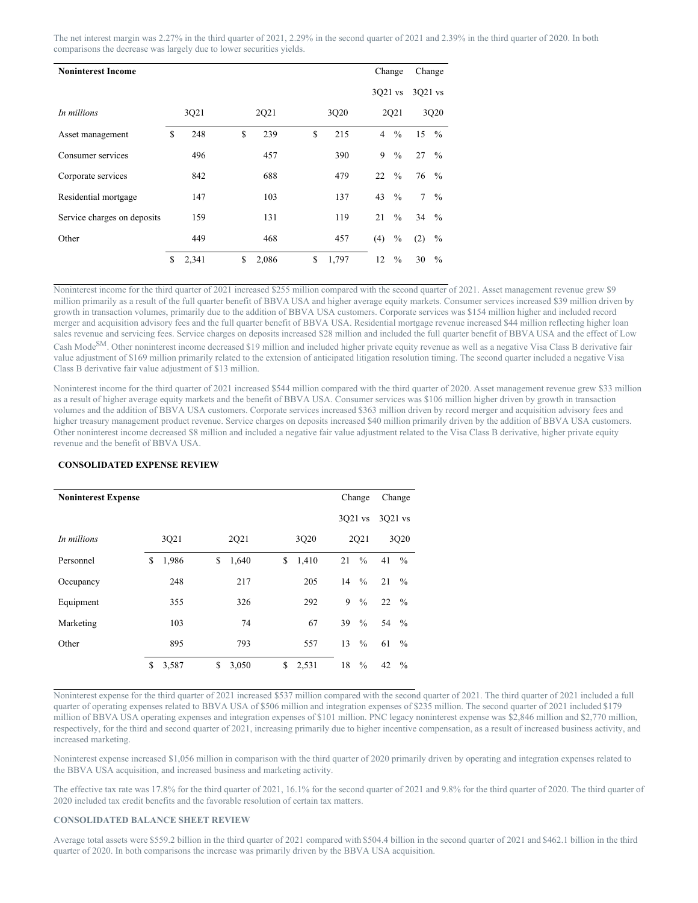The net interest margin was 2.27% in the third quarter of 2021, 2.29% in the second quarter of 2021 and 2.39% in the third quarter of 2020. In both comparisons the decrease was largely due to lower securities yields.

| **Noninterest Income** | | | | Change 3Q21 vs 2Q21 | Change 3Q21 vs 3Q20 |
|---|---|---|---|---|---|
| *In millions* | 3Q21 | 2Q21 | 3Q20 | | |
| Asset management | $ 248 | $ 239 | $ 215 | 4 % | 15 % |
| Consumer services | 496 | 457 | 390 | 9 % | 27 % |
| Corporate services | 842 | 688 | 479 | 22 % | 76 % |
| Residential mortgage | 147 | 103 | 137 | 43 % | 7 % |
| Service charges on deposits | 159 | 131 | 119 | 21 % | 34 % |
| Other | 449 | 468 | 457 | (4) % | (2) % |
| | $ 2,341 | $ 2,086 | $ 1,797 | 12 % | 30 % |

Noninterest income for the third quarter of 2021 increased $255 million compared with the second quarter of 2021. Asset management revenue grew $9 million primarily as a result of the full quarter benefit of BBVA USA and higher average equity markets. Consumer services increased $39 million driven by growth in transaction volumes, primarily due to the addition of BBVA USA customers. Corporate services was $154 million higher and included record merger and acquisition advisory fees and the full quarter benefit of BBVA USA. Residential mortgage revenue increased $44 million reflecting higher loan sales revenue and servicing fees. Service charges on deposits increased $28 million and included the full quarter benefit of BBVA USA and the effect of Low Cash Mode[SM]. Other noninterest income decreased $19 million and included higher private equity revenue as well as a negative Visa Class B derivative fair value adjustment of $169 million primarily related to the extension of anticipated litigation resolution timing. The second quarter included a negative Visa Class B derivative fair value adjustment of $13 million.

Noninterest income for the third quarter of 2021 increased $544 million compared with the third quarter of 2020. Asset management revenue grew $33 million as a result of higher average equity markets and the benefit of BBVA USA. Consumer services was $106 million higher driven by growth in transaction volumes and the addition of BBVA USA customers. Corporate services increased $363 million driven by record merger and acquisition advisory fees and higher treasury management product revenue. Service charges on deposits increased $40 million primarily driven by the addition of BBVA USA customers. Other noninterest income decreased $8 million and included a negative fair value adjustment related to the Visa Class B derivative, higher private equity revenue and the benefit of BBVA USA.

## CONSOLIDATED EXPENSE REVIEW

| **Noninterest Expense** | | | | Change 3Q21 vs 2Q21 | Change 3Q21 vs 3Q20 |
|---|---|---|---|---|---|
| *In millions* | 3Q21 | 2Q21 | 3Q20 | | |
| Personnel | $ 1,986 | $ 1,640 | $ 1,410 | 21 % | 41 % |
| Occupancy | 248 | 217 | 205 | 14 % | 21 % |
| Equipment | 355 | 326 | 292 | 9 % | 22 % |
| Marketing | 103 | 74 | 67 | 39 % | 54 % |
| Other | 895 | 793 | 557 | 13 % | 61 % |
| | $ 3,587 | $ 3,050 | $ 2,531 | 18 % | 42 % |

Noninterest expense for the third quarter of 2021 increased $537 million compared with the second quarter of 2021. The third quarter of 2021 included a full quarter of operating expenses related to BBVA USA of $506 million and integration expenses of $235 million. The second quarter of 2021 included $179 million of BBVA USA operating expenses and integration expenses of $101 million. PNC legacy noninterest expense was $2,846 million and $2,770 million, respectively, for the third and second quarter of 2021, increasing primarily due to higher incentive compensation, as a result of increased business activity, and increased marketing.

Noninterest expense increased $1,056 million in comparison with the third quarter of 2020 primarily driven by operating and integration expenses related to the BBVA USA acquisition, and increased business and marketing activity.

The effective tax rate was 17.8% for the third quarter of 2021, 16.1% for the second quarter of 2021 and 9.8% for the third quarter of 2020. The third quarter of 2020 included tax credit benefits and the favorable resolution of certain tax matters.

## CONSOLIDATED BALANCE SHEET REVIEW

Average total assets were $559.2 billion in the third quarter of 2021 compared with $504.4 billion in the second quarter of 2021 and $462.1 billion in the third quarter of 2020. In both comparisons the increase was primarily driven by the BBVA USA acquisition.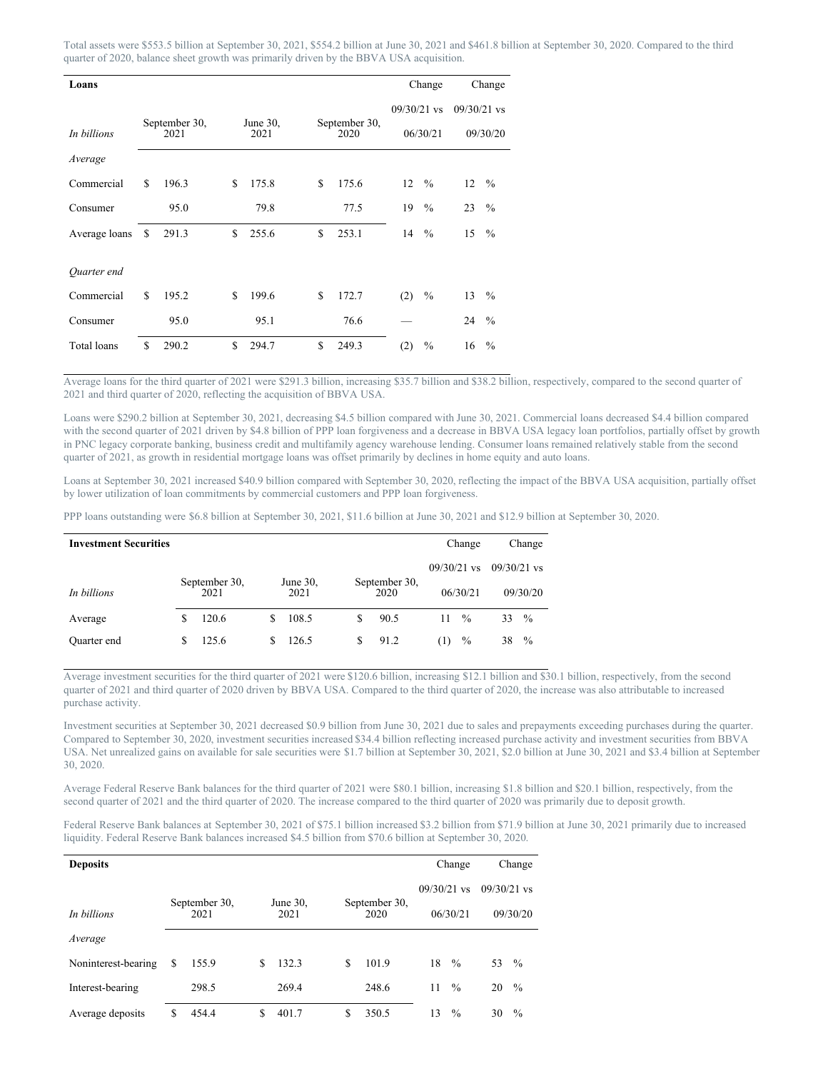Total assets were $553.5 billion at September 30, 2021, $554.2 billion at June 30, 2021 and $461.8 billion at September 30, 2020. Compared to the third quarter of 2020, balance sheet growth was primarily driven by the BBVA USA acquisition.

| **Loans** | | | | Change | Change |
|---|---|---|---|---|---|
| | | | | 09/30/21 vs | 09/30/21 vs |
| *In billions* | September 30, 2021 | June 30, 2021 | September 30, 2020 | 06/30/21 | 09/30/20 |
| *Average* | | | | | |
| Commercial | $ 196.3 | $ 175.8 | $ 175.6 | 12 % | 12 % |
| Consumer | 95.0 | 79.8 | 77.5 | 19 % | 23 % |
| Average loans | $ 291.3 | $ 255.6 | $ 253.1 | 14 % | 15 % |
| *Quarter end* | | | | | |
| Commercial | $ 195.2 | $ 199.6 | $ 172.7 | (2) % | 13 % |
| Consumer | 95.0 | 95.1 | 76.6 | — | 24 % |
| Total loans | $ 290.2 | $ 294.7 | $ 249.3 | (2) % | 16 % |

Average loans for the third quarter of 2021 were $291.3 billion, increasing $35.7 billion and $38.2 billion, respectively, compared to the second quarter of 2021 and third quarter of 2020, reflecting the acquisition of BBVA USA.

Loans were $290.2 billion at September 30, 2021, decreasing $4.5 billion compared with June 30, 2021. Commercial loans decreased $4.4 billion compared with the second quarter of 2021 driven by $4.8 billion of PPP loan forgiveness and a decrease in BBVA USA legacy loan portfolios, partially offset by growth in PNC legacy corporate banking, business credit and multifamily agency warehouse lending. Consumer loans remained relatively stable from the second quarter of 2021, as growth in residential mortgage loans was offset primarily by declines in home equity and auto loans.

Loans at September 30, 2021 increased $40.9 billion compared with September 30, 2020, reflecting the impact of the BBVA USA acquisition, partially offset by lower utilization of loan commitments by commercial customers and PPP loan forgiveness.

PPP loans outstanding were $6.8 billion at September 30, 2021, $11.6 billion at June 30, 2021 and $12.9 billion at September 30, 2020.

| **Investment Securities** | | | | Change | Change |
|---|---|---|---|---|---|
| | | | | 09/30/21 vs | 09/30/21 vs |
| *In billions* | September 30, 2021 | June 30, 2021 | September 30, 2020 | 06/30/21 | 09/30/20 |
| Average | $ 120.6 | $ 108.5 | $ 90.5 | 11 % | 33 % |
| Quarter end | $ 125.6 | $ 126.5 | $ 91.2 | (1) % | 38 % |

Average investment securities for the third quarter of 2021 were $120.6 billion, increasing $12.1 billion and $30.1 billion, respectively, from the second quarter of 2021 and third quarter of 2020 driven by BBVA USA. Compared to the third quarter of 2020, the increase was also attributable to increased purchase activity.

Investment securities at September 30, 2021 decreased $0.9 billion from June 30, 2021 due to sales and prepayments exceeding purchases during the quarter. Compared to September 30, 2020, investment securities increased $34.4 billion reflecting increased purchase activity and investment securities from BBVA USA. Net unrealized gains on available for sale securities were $1.7 billion at September 30, 2021, $2.0 billion at June 30, 2021 and $3.4 billion at September 30, 2020.

Average Federal Reserve Bank balances for the third quarter of 2021 were $80.1 billion, increasing $1.8 billion and $20.1 billion, respectively, from the second quarter of 2021 and the third quarter of 2020. The increase compared to the third quarter of 2020 was primarily due to deposit growth.

Federal Reserve Bank balances at September 30, 2021 of $75.1 billion increased $3.2 billion from $71.9 billion at June 30, 2021 primarily due to increased liquidity. Federal Reserve Bank balances increased $4.5 billion from $70.6 billion at September 30, 2020.

| **Deposits** | | | | Change | Change |
|---|---|---|---|---|---|
| | | | | 09/30/21 vs | 09/30/21 vs |
| *In billions* | September 30, 2021 | June 30, 2021 | September 30, 2020 | 06/30/21 | 09/30/20 |
| *Average* | | | | | |
| Noninterest-bearing | $ 155.9 | $ 132.3 | $ 101.9 | 18 % | 53 % |
| Interest-bearing | 298.5 | 269.4 | 248.6 | 11 % | 20 % |
| Average deposits | $ 454.4 | $ 401.7 | $ 350.5 | 13 % | 30 % |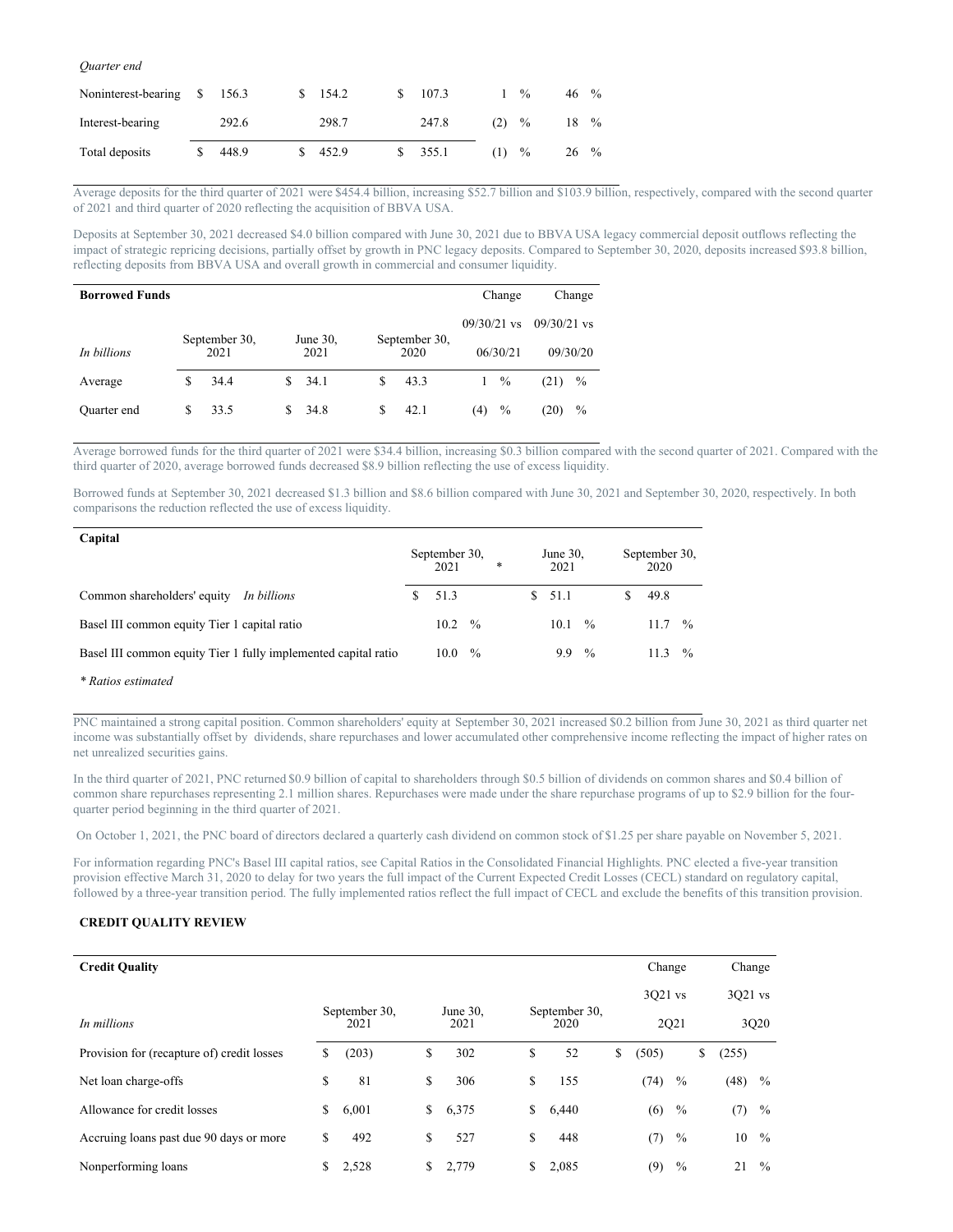| *Quarter end* | | | | | |
|---|---|---|---|---|---|
| Noninterest-bearing | $ 156.3 | $ 154.2 | $ 107.3 | 1 % | 46 % |
| Interest-bearing | 292.6 | 298.7 | 247.8 | (2) % | 18 % |
| Total deposits | $ 448.9 | $ 452.9 | $ 355.1 | (1) % | 26 % |

Average deposits for the third quarter of 2021 were $454.4 billion, increasing $52.7 billion and $103.9 billion, respectively, compared with the second quarter of 2021 and third quarter of 2020 reflecting the acquisition of BBVA USA.

Deposits at September 30, 2021 decreased $4.0 billion compared with June 30, 2021 due to BBVA USA legacy commercial deposit outflows reflecting the impact of strategic repricing decisions, partially offset by growth in PNC legacy deposits. Compared to September 30, 2020, deposits increased $93.8 billion, reflecting deposits from BBVA USA and overall growth in commercial and consumer liquidity.

| **Borrowed Funds** | | | | Change | Change |
|---|---|---|---|---|---|
| | | | | 09/30/21 vs | 09/30/21 vs |
| *In billions* | September 30, 2021 | June 30, 2021 | September 30, 2020 | 06/30/21 | 09/30/20 |
| Average | $ 34.4 | $ 34.1 | $ 43.3 | 1 % | (21) % |
| Quarter end | $ 33.5 | $ 34.8 | $ 42.1 | (4) % | (20) % |

Average borrowed funds for the third quarter of 2021 were $34.4 billion, increasing $0.3 billion compared with the second quarter of 2021. Compared with the third quarter of 2020, average borrowed funds decreased $8.9 billion reflecting the use of excess liquidity.

Borrowed funds at September 30, 2021 decreased $1.3 billion and $8.6 billion compared with June 30, 2021 and September 30, 2020, respectively. In both comparisons the reduction reflected the use of excess liquidity.

| **Capital** | September 30, 2021 * | June 30, 2021 | September 30, 2020 |
|---|---|---|---|
| Common shareholders' equity *In billions* | $ 51.3 | $ 51.1 | $ 49.8 |
| Basel III common equity Tier 1 capital ratio | 10.2 % | 10.1 % | 11.7 % |
| Basel III common equity Tier 1 fully implemented capital ratio | 10.0 % | 9.9 % | 11.3 % |

*\* Ratios estimated*

PNC maintained a strong capital position. Common shareholders' equity at September 30, 2021 increased $0.2 billion from June 30, 2021 as third quarter net income was substantially offset by dividends, share repurchases and lower accumulated other comprehensive income reflecting the impact of higher rates on net unrealized securities gains.

In the third quarter of 2021, PNC returned $0.9 billion of capital to shareholders through $0.5 billion of dividends on common shares and $0.4 billion of common share repurchases representing 2.1 million shares. Repurchases were made under the share repurchase programs of up to $2.9 billion for the four-quarter period beginning in the third quarter of 2021.

On October 1, 2021, the PNC board of directors declared a quarterly cash dividend on common stock of $1.25 per share payable on November 5, 2021.

For information regarding PNC's Basel III capital ratios, see Capital Ratios in the Consolidated Financial Highlights. PNC elected a five-year transition provision effective March 31, 2020 to delay for two years the full impact of the Current Expected Credit Losses (CECL) standard on regulatory capital, followed by a three-year transition period. The fully implemented ratios reflect the full impact of CECL and exclude the benefits of this transition provision.

## CREDIT QUALITY REVIEW

| **Credit Quality** | | | | Change | Change |
|---|---|---|---|---|---|
| | | | | 3Q21 vs | 3Q21 vs |
| *In millions* | September 30, 2021 | June 30, 2021 | September 30, 2020 | 2Q21 | 3Q20 |
| Provision for (recapture of) credit losses | $ (203) | $ 302 | $ 52 | $ (505) | $ (255) |
| Net loan charge-offs | $ 81 | $ 306 | $ 155 | (74) % | (48) % |
| Allowance for credit losses | $ 6,001 | $ 6,375 | $ 6,440 | (6) % | (7) % |
| Accruing loans past due 90 days or more | $ 492 | $ 527 | $ 448 | (7) % | 10 % |
| Nonperforming loans | $ 2,528 | $ 2,779 | $ 2,085 | (9) % | 21 % |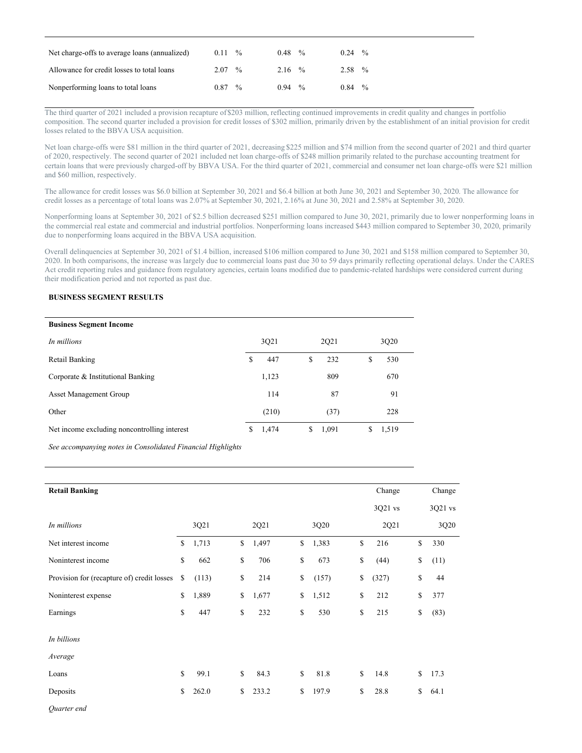| | | | |
|---|---|---|---|
| Net charge-offs to average loans (annualized) | 0.11 % | 0.48 % | 0.24 % |
| Allowance for credit losses to total loans | 2.07 % | 2.16 % | 2.58 % |
| Nonperforming loans to total loans | 0.87 % | 0.94 % | 0.84 % |

The third quarter of 2021 included a provision recapture of $203 million, reflecting continued improvements in credit quality and changes in portfolio composition. The second quarter included a provision for credit losses of $302 million, primarily driven by the establishment of an initial provision for credit losses related to the BBVA USA acquisition.

Net loan charge-offs were $81 million in the third quarter of 2021, decreasing $225 million and $74 million from the second quarter of 2021 and third quarter of 2020, respectively. The second quarter of 2021 included net loan charge-offs of $248 million primarily related to the purchase accounting treatment for certain loans that were previously charged-off by BBVA USA. For the third quarter of 2021, commercial and consumer net loan charge-offs were $21 million and $60 million, respectively.

The allowance for credit losses was $6.0 billion at September 30, 2021 and $6.4 billion at both June 30, 2021 and September 30, 2020. The allowance for credit losses as a percentage of total loans was 2.07% at September 30, 2021, 2.16% at June 30, 2021 and 2.58% at September 30, 2020.

Nonperforming loans at September 30, 2021 of $2.5 billion decreased $251 million compared to June 30, 2021, primarily due to lower nonperforming loans in the commercial real estate and commercial and industrial portfolios. Nonperforming loans increased $443 million compared to September 30, 2020, primarily due to nonperforming loans acquired in the BBVA USA acquisition.

Overall delinquencies at September 30, 2021 of $1.4 billion, increased $106 million compared to June 30, 2021 and $158 million compared to September 30, 2020. In both comparisons, the increase was largely due to commercial loans past due 30 to 59 days primarily reflecting operational delays. Under the CARES Act credit reporting rules and guidance from regulatory agencies, certain loans modified due to pandemic-related hardships were considered current during their modification period and not reported as past due.

**BUSINESS SEGMENT RESULTS**

| **Business Segment Income** | | | |
|---|---|---|---|
| *In millions* | 3Q21 | 2Q21 | 3Q20 |
| Retail Banking | $ 447 | $ 232 | $ 530 |
| Corporate & Institutional Banking | 1,123 | 809 | 670 |
| Asset Management Group | 114 | 87 | 91 |
| Other | (210) | (37) | 228 |
| Net income excluding noncontrolling interest | $ 1,474 | $ 1,091 | $ 1,519 |

*See accompanying notes in Consolidated Financial Highlights*

| **Retail Banking** | | | | Change 3Q21 vs | Change 3Q21 vs |
|---|---|---|---|---|---|
| *In millions* | 3Q21 | 2Q21 | 3Q20 | 2Q21 | 3Q20 |
| Net interest income | $ 1,713 | $ 1,497 | $ 1,383 | $ 216 | $ 330 |
| Noninterest income | $ 662 | $ 706 | $ 673 | $ (44) | $ (11) |
| Provision for (recapture of) credit losses | $ (113) | $ 214 | $ (157) | $ (327) | $ 44 |
| Noninterest expense | $ 1,889 | $ 1,677 | $ 1,512 | $ 212 | $ 377 |
| Earnings | $ 447 | $ 232 | $ 530 | $ 215 | $ (83) |
| *In billions* | | | | | |
| *Average* | | | | | |
| Loans | $ 99.1 | $ 84.3 | $ 81.8 | $ 14.8 | $ 17.3 |
| Deposits | $ 262.0 | $ 233.2 | $ 197.9 | $ 28.8 | $ 64.1 |
| *Quarter end* | | | | | |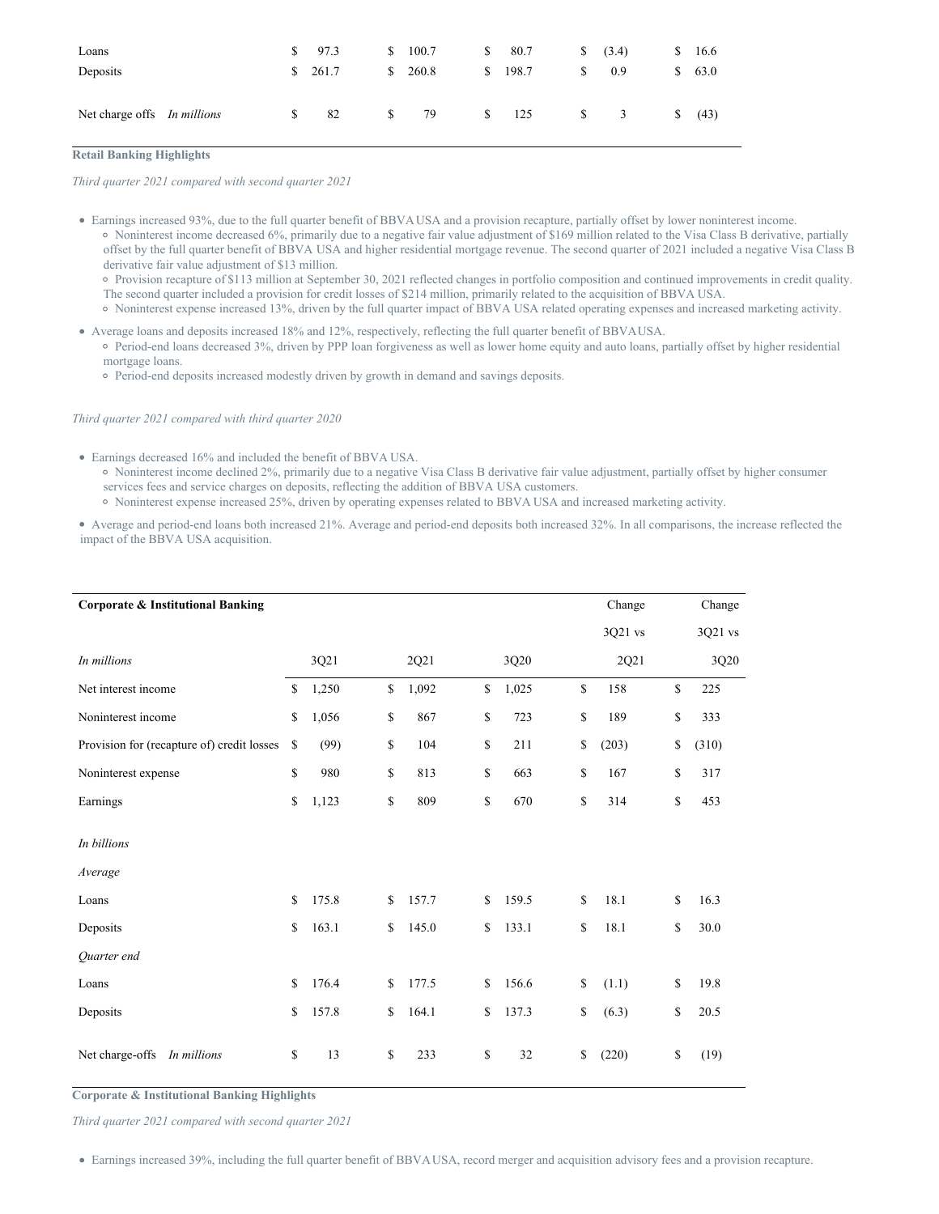| | 3Q21 | 2Q21 | 3Q20 | Change 3Q21 vs 2Q21 | Change 3Q21 vs 3Q20 |
|---|---|---|---|---|---|
| Loans | $ 97.3 | $ 100.7 | $ 80.7 | $ (3.4) | $ 16.6 |
| Deposits | $ 261.7 | $ 260.8 | $ 198.7 | $ 0.9 | $ 63.0 |
| Net charge offs *In millions* | $ 82 | $ 79 | $ 125 | $ 3 | $ (43) |

**Retail Banking Highlights**

*Third quarter 2021 compared with second quarter 2021*

- Earnings increased 93%, due to the full quarter benefit of BBVA USA and a provision recapture, partially offset by lower noninterest income.
  - Noninterest income decreased 6%, primarily due to a negative fair value adjustment of $169 million related to the Visa Class B derivative, partially offset by the full quarter benefit of BBVA USA and higher residential mortgage revenue. The second quarter of 2021 included a negative Visa Class B derivative fair value adjustment of $13 million.
  - Provision recapture of $113 million at September 30, 2021 reflected changes in portfolio composition and continued improvements in credit quality. The second quarter included a provision for credit losses of $214 million, primarily related to the acquisition of BBVA USA.
  - Noninterest expense increased 13%, driven by the full quarter impact of BBVA USA related operating expenses and increased marketing activity.
- Average loans and deposits increased 18% and 12%, respectively, reflecting the full quarter benefit of BBVA USA.
  - Period-end loans decreased 3%, driven by PPP loan forgiveness as well as lower home equity and auto loans, partially offset by higher residential mortgage loans.
  - Period-end deposits increased modestly driven by growth in demand and savings deposits.

*Third quarter 2021 compared with third quarter 2020*

- Earnings decreased 16% and included the benefit of BBVA USA.
  - Noninterest income declined 2%, primarily due to a negative Visa Class B derivative fair value adjustment, partially offset by higher consumer services fees and service charges on deposits, reflecting the addition of BBVA USA customers.
  - Noninterest expense increased 25%, driven by operating expenses related to BBVA USA and increased marketing activity.
- Average and period-end loans both increased 21%. Average and period-end deposits both increased 32%. In all comparisons, the increase reflected the impact of the BBVA USA acquisition.

| **Corporate & Institutional Banking** | | | | Change 3Q21 vs | Change 3Q21 vs |
|---|---|---|---|---|---|
| *In millions* | 3Q21 | 2Q21 | 3Q20 | 2Q21 | 3Q20 |
| Net interest income | $ 1,250 | $ 1,092 | $ 1,025 | $ 158 | $ 225 |
| Noninterest income | $ 1,056 | $ 867 | $ 723 | $ 189 | $ 333 |
| Provision for (recapture of) credit losses | $ (99) | $ 104 | $ 211 | $ (203) | $ (310) |
| Noninterest expense | $ 980 | $ 813 | $ 663 | $ 167 | $ 317 |
| Earnings | $ 1,123 | $ 809 | $ 670 | $ 314 | $ 453 |
| *In billions* | | | | | |
| *Average* | | | | | |
| Loans | $ 175.8 | $ 157.7 | $ 159.5 | $ 18.1 | $ 16.3 |
| Deposits | $ 163.1 | $ 145.0 | $ 133.1 | $ 18.1 | $ 30.0 |
| *Quarter end* | | | | | |
| Loans | $ 176.4 | $ 177.5 | $ 156.6 | $ (1.1) | $ 19.8 |
| Deposits | $ 157.8 | $ 164.1 | $ 137.3 | $ (6.3) | $ 20.5 |
| Net charge-offs *In millions* | $ 13 | $ 233 | $ 32 | $ (220) | $ (19) |

**Corporate & Institutional Banking Highlights**

*Third quarter 2021 compared with second quarter 2021*

- Earnings increased 39%, including the full quarter benefit of BBVA USA, record merger and acquisition advisory fees and a provision recapture.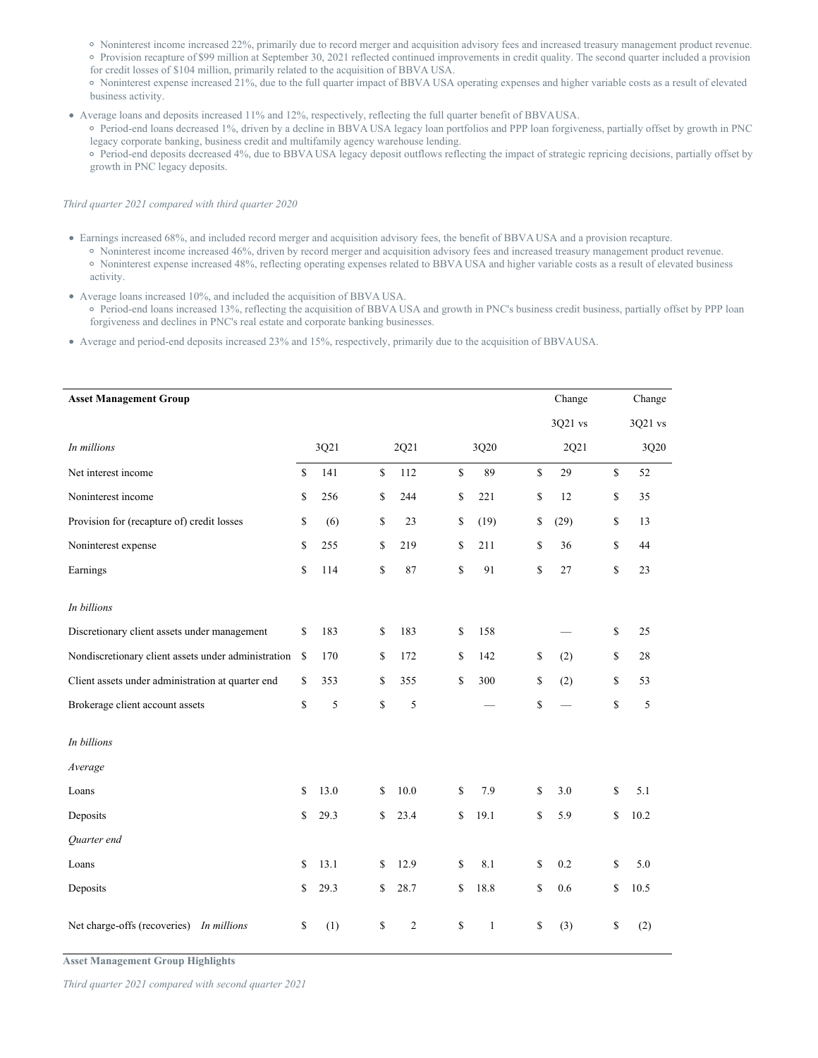- Noninterest income increased 22%, primarily due to record merger and acquisition advisory fees and increased treasury management product revenue.
- Provision recapture of $99 million at September 30, 2021 reflected continued improvements in credit quality. The second quarter included a provision for credit losses of $104 million, primarily related to the acquisition of BBVA USA.
- Noninterest expense increased 21%, due to the full quarter impact of BBVA USA operating expenses and higher variable costs as a result of elevated business activity.

- Average loans and deposits increased 11% and 12%, respectively, reflecting the full quarter benefit of BBVA USA.
  - Period-end loans decreased 1%, driven by a decline in BBVA USA legacy loan portfolios and PPP loan forgiveness, partially offset by growth in PNC legacy corporate banking, business credit and multifamily agency warehouse lending.
  - Period-end deposits decreased 4%, due to BBVA USA legacy deposit outflows reflecting the impact of strategic repricing decisions, partially offset by growth in PNC legacy deposits.

*Third quarter 2021 compared with third quarter 2020*

- Earnings increased 68%, and included record merger and acquisition advisory fees, the benefit of BBVA USA and a provision recapture.
  - Noninterest income increased 46%, driven by record merger and acquisition advisory fees and increased treasury management product revenue.
  - Noninterest expense increased 48%, reflecting operating expenses related to BBVA USA and higher variable costs as a result of elevated business activity.
- Average loans increased 10%, and included the acquisition of BBVA USA.
  - Period-end loans increased 13%, reflecting the acquisition of BBVA USA and growth in PNC's business credit business, partially offset by PPP loan forgiveness and declines in PNC's real estate and corporate banking businesses.
- Average and period-end deposits increased 23% and 15%, respectively, primarily due to the acquisition of BBVA USA.

| **Asset Management Group** | | | | Change 3Q21 vs 2Q21 | Change 3Q21 vs 3Q20 |
|---|---|---|---|---|---|
| *In millions* | 3Q21 | 2Q21 | 3Q20 | | |
| Net interest income | $ 141 | $ 112 | $ 89 | $ 29 | $ 52 |
| Noninterest income | $ 256 | $ 244 | $ 221 | $ 12 | $ 35 |
| Provision for (recapture of) credit losses | $ (6) | $ 23 | $ (19) | $ (29) | $ 13 |
| Noninterest expense | $ 255 | $ 219 | $ 211 | $ 36 | $ 44 |
| Earnings | $ 114 | $ 87 | $ 91 | $ 27 | $ 23 |
| *In billions* | | | | | |
| Discretionary client assets under management | $ 183 | $ 183 | $ 158 | — | $ 25 |
| Nondiscretionary client assets under administration | $ 170 | $ 172 | $ 142 | $ (2) | $ 28 |
| Client assets under administration at quarter end | $ 353 | $ 355 | $ 300 | $ (2) | $ 53 |
| Brokerage client account assets | $ 5 | $ 5 | — | $ — | $ 5 |
| *In billions* | | | | | |
| *Average* | | | | | |
| Loans | $ 13.0 | $ 10.0 | $ 7.9 | $ 3.0 | $ 5.1 |
| Deposits | $ 29.3 | $ 23.4 | $ 19.1 | $ 5.9 | $ 10.2 |
| *Quarter end* | | | | | |
| Loans | $ 13.1 | $ 12.9 | $ 8.1 | $ 0.2 | $ 5.0 |
| Deposits | $ 29.3 | $ 28.7 | $ 18.8 | $ 0.6 | $ 10.5 |
| Net charge-offs (recoveries) *In millions* | $ (1) | $ 2 | $ 1 | $ (3) | $ (2) |

**Asset Management Group Highlights**

*Third quarter 2021 compared with second quarter 2021*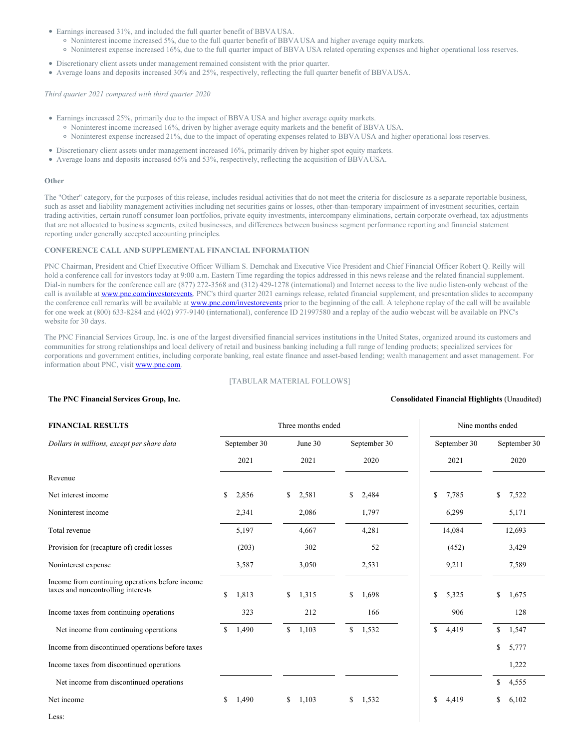- Earnings increased 31%, and included the full quarter benefit of BBVA USA.
  - Noninterest income increased 5%, due to the full quarter benefit of BBVA USA and higher average equity markets.
  - Noninterest expense increased 16%, due to the full quarter impact of BBVA USA related operating expenses and higher operational loss reserves.
- Discretionary client assets under management remained consistent with the prior quarter.
- Average loans and deposits increased 30% and 25%, respectively, reflecting the full quarter benefit of BBVA USA.

*Third quarter 2021 compared with third quarter 2020*

- Earnings increased 25%, primarily due to the impact of BBVA USA and higher average equity markets.
  - Noninterest income increased 16%, driven by higher average equity markets and the benefit of BBVA USA.
  - Noninterest expense increased 21%, due to the impact of operating expenses related to BBVA USA and higher operational loss reserves.
- Discretionary client assets under management increased 16%, primarily driven by higher spot equity markets.
- Average loans and deposits increased 65% and 53%, respectively, reflecting the acquisition of BBVA USA.

**Other**

The "Other" category, for the purposes of this release, includes residual activities that do not meet the criteria for disclosure as a separate reportable business, such as asset and liability management activities including net securities gains or losses, other-than-temporary impairment of investment securities, certain trading activities, certain runoff consumer loan portfolios, private equity investments, intercompany eliminations, certain corporate overhead, tax adjustments that are not allocated to business segments, exited businesses, and differences between business segment performance reporting and financial statement reporting under generally accepted accounting principles.

**CONFERENCE CALL AND SUPPLEMENTAL FINANCIAL INFORMATION**

PNC Chairman, President and Chief Executive Officer William S. Demchak and Executive Vice President and Chief Financial Officer Robert Q. Reilly will hold a conference call for investors today at 9:00 a.m. Eastern Time regarding the topics addressed in this news release and the related financial supplement. Dial-in numbers for the conference call are (877) 272-3568 and (312) 429-1278 (international) and Internet access to the live audio listen-only webcast of the call is available at www.pnc.com/investorevents. PNC's third quarter 2021 earnings release, related financial supplement, and presentation slides to accompany the conference call remarks will be available at www.pnc.com/investorevents prior to the beginning of the call. A telephone replay of the call will be available for one week at (800) 633-8284 and (402) 977-9140 (international), conference ID 21997580 and a replay of the audio webcast will be available on PNC's website for 30 days.

The PNC Financial Services Group, Inc. is one of the largest diversified financial services institutions in the United States, organized around its customers and communities for strong relationships and local delivery of retail and business banking including a full range of lending products; specialized services for corporations and government entities, including corporate banking, real estate finance and asset-based lending; wealth management and asset management. For information about PNC, visit www.pnc.com.

[TABULAR MATERIAL FOLLOWS]

**The PNC Financial Services Group, Inc.** | **Consolidated Financial Highlights** (Unaudited)

| **FINANCIAL RESULTS** | Three months ended | | | Nine months ended | |
|---|---|---|---|---|---|
| *Dollars in millions, except per share data* | September 30 2021 | June 30 2021 | September 30 2020 | September 30 2021 | September 30 2020 |
| Revenue | | | | | |
| Net interest income | $ 2,856 | $ 2,581 | $ 2,484 | $ 7,785 | $ 7,522 |
| Noninterest income | 2,341 | 2,086 | 1,797 | 6,299 | 5,171 |
| Total revenue | 5,197 | 4,667 | 4,281 | 14,084 | 12,693 |
| Provision for (recapture of) credit losses | (203) | 302 | 52 | (452) | 3,429 |
| Noninterest expense | 3,587 | 3,050 | 2,531 | 9,211 | 7,589 |
| Income from continuing operations before income taxes and noncontrolling interests | $ 1,813 | $ 1,315 | $ 1,698 | $ 5,325 | $ 1,675 |
| Income taxes from continuing operations | 323 | 212 | 166 | 906 | 128 |
| Net income from continuing operations | $ 1,490 | $ 1,103 | $ 1,532 | $ 4,419 | $ 1,547 |
| Income from discontinued operations before taxes | | | | | $ 5,777 |
| Income taxes from discontinued operations | | | | | 1,222 |
| Net income from discontinued operations | | | | | $ 4,555 |
| Net income | $ 1,490 | $ 1,103 | $ 1,532 | $ 4,419 | $ 6,102 |
| Less: | | | | | |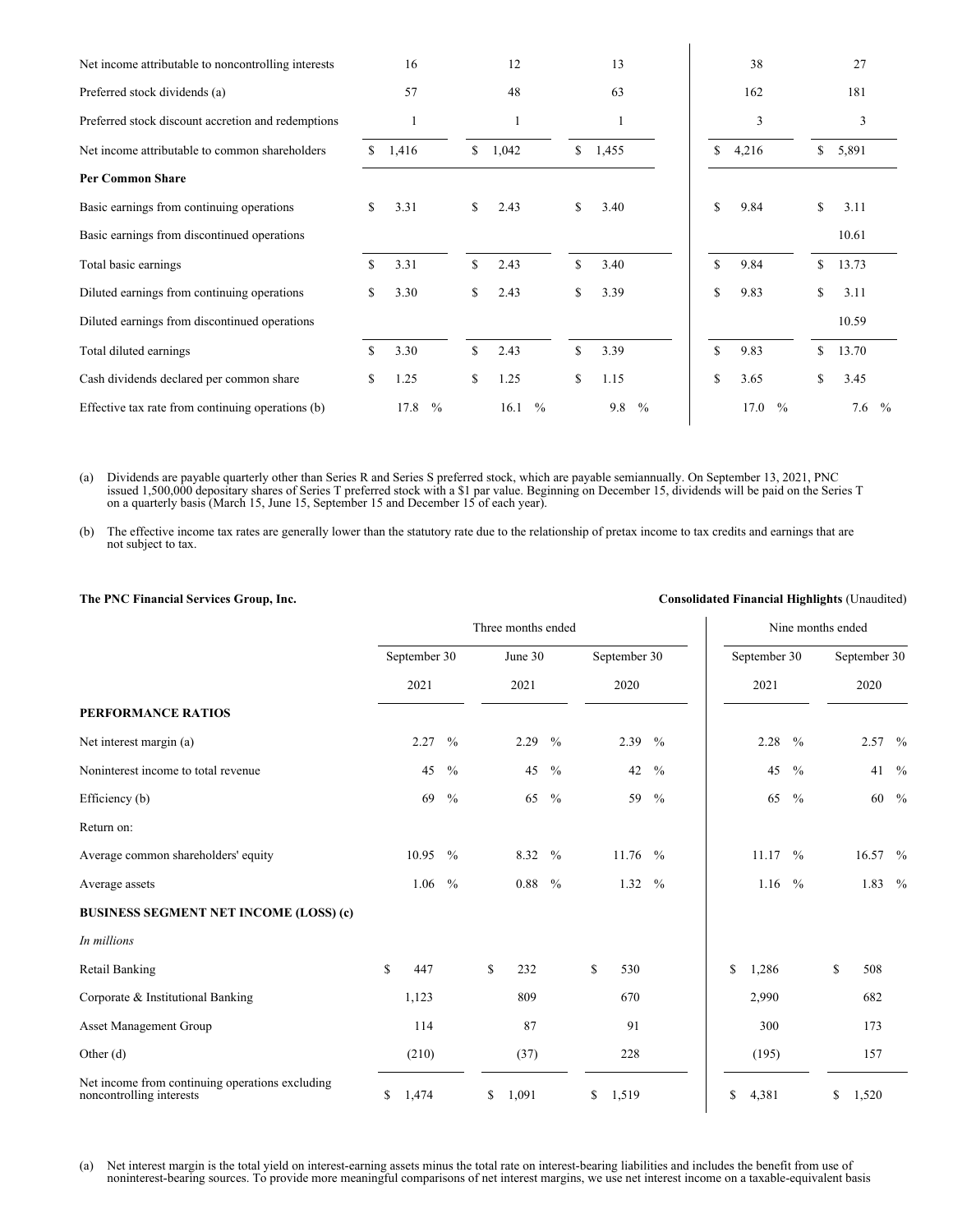| | Three months ended | | | Nine months ended | |
|---|---|---|---|---|---|
| Net income attributable to noncontrolling interests | 16 | 12 | 13 | 38 | 27 |
| Preferred stock dividends (a) | 57 | 48 | 63 | 162 | 181 |
| Preferred stock discount accretion and redemptions | 1 | 1 | 1 | 3 | 3 |
| Net income attributable to common shareholders | $ 1,416 | $ 1,042 | $ 1,455 | $ 4,216 | $ 5,891 |
| **Per Common Share** | | | | | |
| Basic earnings from continuing operations | $ 3.31 | $ 2.43 | $ 3.40 | $ 9.84 | $ 3.11 |
| Basic earnings from discontinued operations | | | | | 10.61 |
| Total basic earnings | $ 3.31 | $ 2.43 | $ 3.40 | $ 9.84 | $ 13.73 |
| Diluted earnings from continuing operations | $ 3.30 | $ 2.43 | $ 3.39 | $ 9.83 | $ 3.11 |
| Diluted earnings from discontinued operations | | | | | 10.59 |
| Total diluted earnings | $ 3.30 | $ 2.43 | $ 3.39 | $ 9.83 | $ 13.70 |
| Cash dividends declared per common share | $ 1.25 | $ 1.25 | $ 1.15 | $ 3.65 | $ 3.45 |
| Effective tax rate from continuing operations (b) | 17.8 % | 16.1 % | 9.8 % | 17.0 % | 7.6 % |

(a) Dividends are payable quarterly other than Series R and Series S preferred stock, which are payable semiannually. On September 13, 2021, PNC issued 1,500,000 depositary shares of Series T preferred stock with a $1 par value. Beginning on December 15, dividends will be paid on the Series T on a quarterly basis (March 15, June 15, September 15 and December 15 of each year).

(b) The effective income tax rates are generally lower than the statutory rate due to the relationship of pretax income to tax credits and earnings that are not subject to tax.

**The PNC Financial Services Group, Inc.** **Consolidated Financial Highlights** (Unaudited)

| | Three months ended | | | Nine months ended | |
|---|---|---|---|---|---|
| | September 30 2021 | June 30 2021 | September 30 2020 | September 30 2021 | September 30 2020 |
| **PERFORMANCE RATIOS** | | | | | |
| Net interest margin (a) | 2.27 % | 2.29 % | 2.39 % | 2.28 % | 2.57 % |
| Noninterest income to total revenue | 45 % | 45 % | 42 % | 45 % | 41 % |
| Efficiency (b) | 69 % | 65 % | 59 % | 65 % | 60 % |
| Return on: | | | | | |
| Average common shareholders' equity | 10.95 % | 8.32 % | 11.76 % | 11.17 % | 16.57 % |
| Average assets | 1.06 % | 0.88 % | 1.32 % | 1.16 % | 1.83 % |
| **BUSINESS SEGMENT NET INCOME (LOSS) (c)** | | | | | |
| *In millions* | | | | | |
| Retail Banking | $ 447 | $ 232 | $ 530 | $ 1,286 | $ 508 |
| Corporate & Institutional Banking | 1,123 | 809 | 670 | 2,990 | 682 |
| Asset Management Group | 114 | 87 | 91 | 300 | 173 |
| Other (d) | (210) | (37) | 228 | (195) | 157 |
| Net income from continuing operations excluding noncontrolling interests | $ 1,474 | $ 1,091 | $ 1,519 | $ 4,381 | $ 1,520 |

(a) Net interest margin is the total yield on interest-earning assets minus the total rate on interest-bearing liabilities and includes the benefit from use of noninterest-bearing sources. To provide more meaningful comparisons of net interest margins, we use net interest income on a taxable-equivalent basis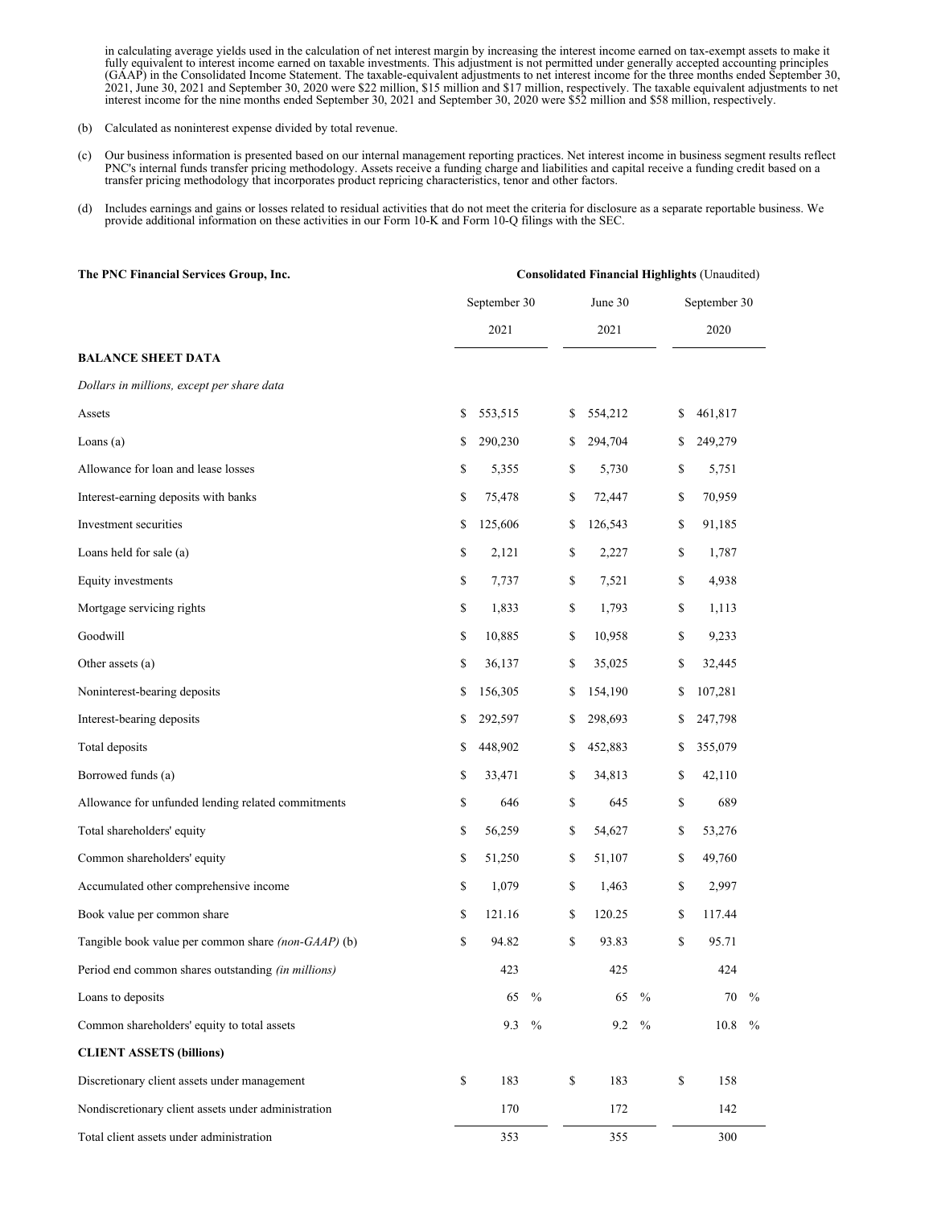in calculating average yields used in the calculation of net interest margin by increasing the interest income earned on tax-exempt assets to make it fully equivalent to interest income earned on taxable investments. This adjustment is not permitted under generally accepted accounting principles (GAAP) in the Consolidated Income Statement. The taxable-equivalent adjustments to net interest income for the three months ended September 30, 2021, June 30, 2021 and September 30, 2020 were $22 million, $15 million and $17 million, respectively. The taxable equivalent adjustments to net interest income for the nine months ended September 30, 2021 and September 30, 2020 were $52 million and $58 million, respectively.

(b) Calculated as noninterest expense divided by total revenue.

(c) Our business information is presented based on our internal management reporting practices. Net interest income in business segment results reflect PNC's internal funds transfer pricing methodology. Assets receive a funding charge and liabilities and capital receive a funding credit based on a transfer pricing methodology that incorporates product repricing characteristics, tenor and other factors.

(d) Includes earnings and gains or losses related to residual activities that do not meet the criteria for disclosure as a separate reportable business. We provide additional information on these activities in our Form 10-K and Form 10-Q filings with the SEC.

**The PNC Financial Services Group, Inc.** — **Consolidated Financial Highlights** (Unaudited)

| | September 30 2021 | June 30 2021 | September 30 2020 |
|---|---|---|---|
| **BALANCE SHEET DATA** | | | |
| *Dollars in millions, except per share data* | | | |
| Assets | $ 553,515 | $ 554,212 | $ 461,817 |
| Loans (a) | $ 290,230 | $ 294,704 | $ 249,279 |
| Allowance for loan and lease losses | $ 5,355 | $ 5,730 | $ 5,751 |
| Interest-earning deposits with banks | $ 75,478 | $ 72,447 | $ 70,959 |
| Investment securities | $ 125,606 | $ 126,543 | $ 91,185 |
| Loans held for sale (a) | $ 2,121 | $ 2,227 | $ 1,787 |
| Equity investments | $ 7,737 | $ 7,521 | $ 4,938 |
| Mortgage servicing rights | $ 1,833 | $ 1,793 | $ 1,113 |
| Goodwill | $ 10,885 | $ 10,958 | $ 9,233 |
| Other assets (a) | $ 36,137 | $ 35,025 | $ 32,445 |
| Noninterest-bearing deposits | $ 156,305 | $ 154,190 | $ 107,281 |
| Interest-bearing deposits | $ 292,597 | $ 298,693 | $ 247,798 |
| Total deposits | $ 448,902 | $ 452,883 | $ 355,079 |
| Borrowed funds (a) | $ 33,471 | $ 34,813 | $ 42,110 |
| Allowance for unfunded lending related commitments | $ 646 | $ 645 | $ 689 |
| Total shareholders' equity | $ 56,259 | $ 54,627 | $ 53,276 |
| Common shareholders' equity | $ 51,250 | $ 51,107 | $ 49,760 |
| Accumulated other comprehensive income | $ 1,079 | $ 1,463 | $ 2,997 |
| Book value per common share | $ 121.16 | $ 120.25 | $ 117.44 |
| Tangible book value per common share *(non-GAAP)* (b) | $ 94.82 | $ 93.83 | $ 95.71 |
| Period end common shares outstanding *(in millions)* | 423 | 425 | 424 |
| Loans to deposits | 65 % | 65 % | 70 % |
| Common shareholders' equity to total assets | 9.3 % | 9.2 % | 10.8 % |
| **CLIENT ASSETS (billions)** | | | |
| Discretionary client assets under management | $ 183 | $ 183 | $ 158 |
| Nondiscretionary client assets under administration | 170 | 172 | 142 |
| Total client assets under administration | 353 | 355 | 300 |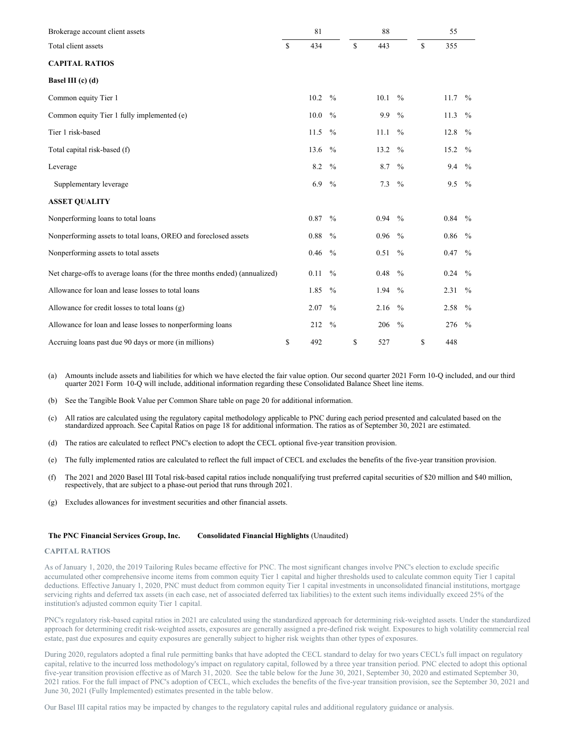| | | | |
|---|---|---|---|
| Brokerage account client assets | 81 | 88 | 55 |
| Total client assets | $ 434 | $ 443 | $ 355 |
| **CAPITAL RATIOS** | | | |
| **Basel III (c) (d)** | | | |
| Common equity Tier 1 | 10.2 % | 10.1 % | 11.7 % |
| Common equity Tier 1 fully implemented (e) | 10.0 % | 9.9 % | 11.3 % |
| Tier 1 risk-based | 11.5 % | 11.1 % | 12.8 % |
| Total capital risk-based (f) | 13.6 % | 13.2 % | 15.2 % |
| Leverage | 8.2 % | 8.7 % | 9.4 % |
| Supplementary leverage | 6.9 % | 7.3 % | 9.5 % |
| **ASSET QUALITY** | | | |
| Nonperforming loans to total loans | 0.87 % | 0.94 % | 0.84 % |
| Nonperforming assets to total loans, OREO and foreclosed assets | 0.88 % | 0.96 % | 0.86 % |
| Nonperforming assets to total assets | 0.46 % | 0.51 % | 0.47 % |
| Net charge-offs to average loans (for the three months ended) (annualized) | 0.11 % | 0.48 % | 0.24 % |
| Allowance for loan and lease losses to total loans | 1.85 % | 1.94 % | 2.31 % |
| Allowance for credit losses to total loans (g) | 2.07 % | 2.16 % | 2.58 % |
| Allowance for loan and lease losses to nonperforming loans | 212 % | 206 % | 276 % |
| Accruing loans past due 90 days or more (in millions) | $ 492 | $ 527 | $ 448 |

(a) Amounts include assets and liabilities for which we have elected the fair value option. Our second quarter 2021 Form 10-Q included, and our third quarter 2021 Form 10-Q will include, additional information regarding these Consolidated Balance Sheet line items.

(b) See the Tangible Book Value per Common Share table on page 20 for additional information.

(c) All ratios are calculated using the regulatory capital methodology applicable to PNC during each period presented and calculated based on the standardized approach. See Capital Ratios on page 18 for additional information. The ratios as of September 30, 2021 are estimated.

(d) The ratios are calculated to reflect PNC's election to adopt the CECL optional five-year transition provision.

(e) The fully implemented ratios are calculated to reflect the full impact of CECL and excludes the benefits of the five-year transition provision.

(f) The 2021 and 2020 Basel III Total risk-based capital ratios include nonqualifying trust preferred capital securities of $20 million and $40 million, respectively, that are subject to a phase-out period that runs through 2021.

(g) Excludes allowances for investment securities and other financial assets.

**The PNC Financial Services Group, Inc.** **Consolidated Financial Highlights** (Unaudited)

**CAPITAL RATIOS**

As of January 1, 2020, the 2019 Tailoring Rules became effective for PNC. The most significant changes involve PNC's election to exclude specific accumulated other comprehensive income items from common equity Tier 1 capital and higher thresholds used to calculate common equity Tier 1 capital deductions. Effective January 1, 2020, PNC must deduct from common equity Tier 1 capital investments in unconsolidated financial institutions, mortgage servicing rights and deferred tax assets (in each case, net of associated deferred tax liabilities) to the extent such items individually exceed 25% of the institution's adjusted common equity Tier 1 capital.

PNC's regulatory risk-based capital ratios in 2021 are calculated using the standardized approach for determining risk-weighted assets. Under the standardized approach for determining credit risk-weighted assets, exposures are generally assigned a pre-defined risk weight. Exposures to high volatility commercial real estate, past due exposures and equity exposures are generally subject to higher risk weights than other types of exposures.

During 2020, regulators adopted a final rule permitting banks that have adopted the CECL standard to delay for two years CECL's full impact on regulatory capital, relative to the incurred loss methodology's impact on regulatory capital, followed by a three year transition period. PNC elected to adopt this optional five-year transition provision effective as of March 31, 2020. See the table below for the June 30, 2021, September 30, 2020 and estimated September 30, 2021 ratios. For the full impact of PNC's adoption of CECL, which excludes the benefits of the five-year transition provision, see the September 30, 2021 and June 30, 2021 (Fully Implemented) estimates presented in the table below.

Our Basel III capital ratios may be impacted by changes to the regulatory capital rules and additional regulatory guidance or analysis.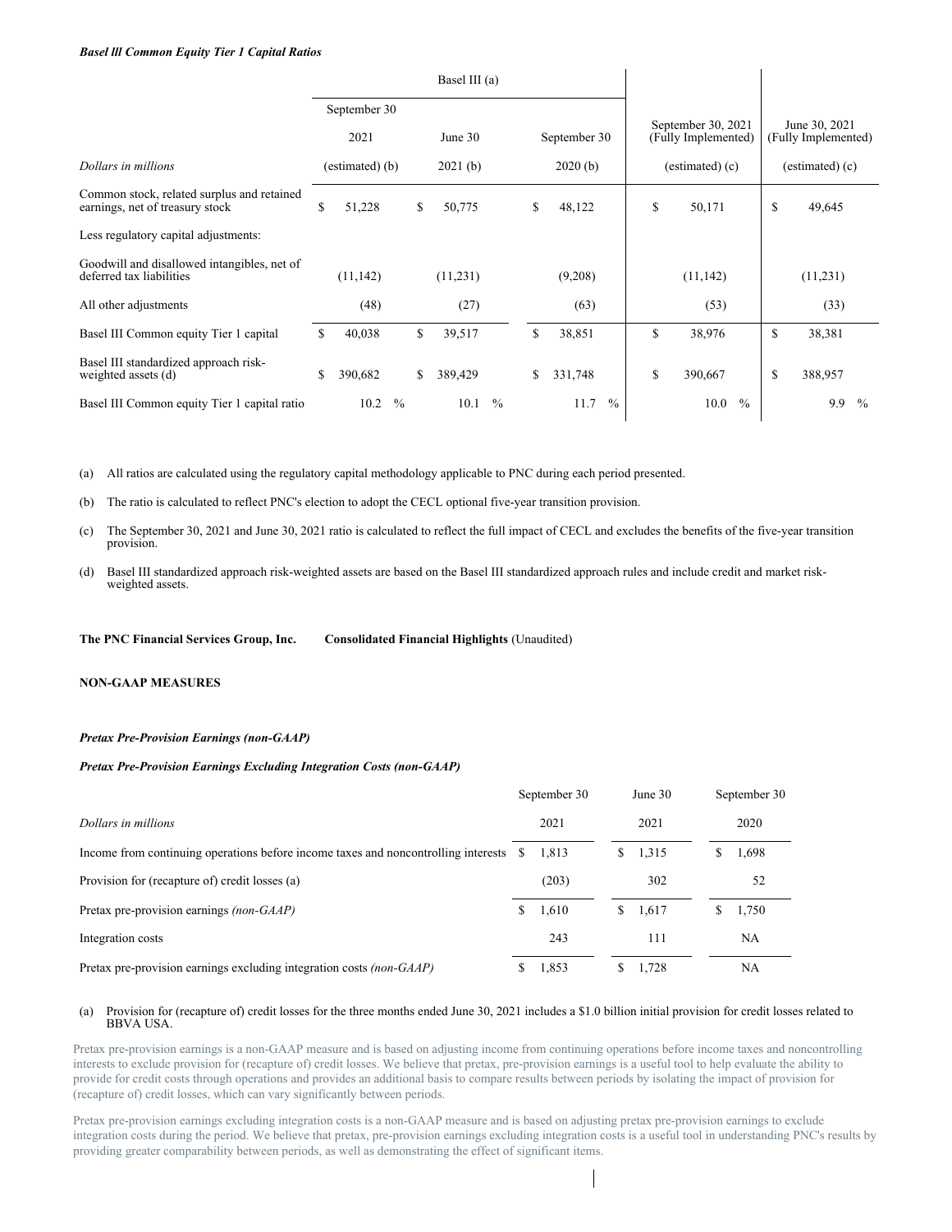***Basel lll Common Equity Tier 1 Capital Ratios***

| Dollars in millions | Basel III (a) September 30 2021 (estimated) (b) | June 30 2021 (b) | September 30 2020 (b) | September 30, 2021 (Fully Implemented) (estimated) (c) | June 30, 2021 (Fully Implemented) (estimated) (c) |
|---|---|---|---|---|---|
| Common stock, related surplus and retained earnings, net of treasury stock | $ 51,228 | $ 50,775 | $ 48,122 | $ 50,171 | $ 49,645 |
| Less regulatory capital adjustments: | | | | | |
| Goodwill and disallowed intangibles, net of deferred tax liabilities | (11,142) | (11,231) | (9,208) | (11,142) | (11,231) |
| All other adjustments | (48) | (27) | (63) | (53) | (33) |
| Basel III Common equity Tier 1 capital | $ 40,038 | $ 39,517 | $ 38,851 | $ 38,976 | $ 38,381 |
| Basel III standardized approach risk-weighted assets (d) | $ 390,682 | $ 389,429 | $ 331,748 | $ 390,667 | $ 388,957 |
| Basel III Common equity Tier 1 capital ratio | 10.2 % | 10.1 % | 11.7 % | 10.0 % | 9.9 % |

(a) All ratios are calculated using the regulatory capital methodology applicable to PNC during each period presented.

(b) The ratio is calculated to reflect PNC's election to adopt the CECL optional five-year transition provision.

(c) The September 30, 2021 and June 30, 2021 ratio is calculated to reflect the full impact of CECL and excludes the benefits of the five-year transition provision.

(d) Basel III standardized approach risk-weighted assets are based on the Basel III standardized approach rules and include credit and market risk-weighted assets.

**The PNC Financial Services Group, Inc. Consolidated Financial Highlights** (Unaudited)

**NON-GAAP MEASURES**

***Pretax Pre-Provision Earnings (non-GAAP)***

***Pretax Pre-Provision Earnings Excluding Integration Costs (non-GAAP)***

| Dollars in millions | September 30 2021 | June 30 2021 | September 30 2020 |
|---|---|---|---|
| Income from continuing operations before income taxes and noncontrolling interests | $ 1,813 | $ 1,315 | $ 1,698 |
| Provision for (recapture of) credit losses (a) | (203) | 302 | 52 |
| Pretax pre-provision earnings *(non-GAAP)* | $ 1,610 | $ 1,617 | $ 1,750 |
| Integration costs | 243 | 111 | NA |
| Pretax pre-provision earnings excluding integration costs *(non-GAAP)* | $ 1,853 | $ 1,728 | NA |

(a) Provision for (recapture of) credit losses for the three months ended June 30, 2021 includes a $1.0 billion initial provision for credit losses related to BBVA USA.

Pretax pre-provision earnings is a non-GAAP measure and is based on adjusting income from continuing operations before income taxes and noncontrolling interests to exclude provision for (recapture of) credit losses. We believe that pretax, pre-provision earnings is a useful tool to help evaluate the ability to provide for credit costs through operations and provides an additional basis to compare results between periods by isolating the impact of provision for (recapture of) credit losses, which can vary significantly between periods.

Pretax pre-provision earnings excluding integration costs is a non-GAAP measure and is based on adjusting pretax pre-provision earnings to exclude integration costs during the period. We believe that pretax, pre-provision earnings excluding integration costs is a useful tool in understanding PNC's results by providing greater comparability between periods, as well as demonstrating the effect of significant items.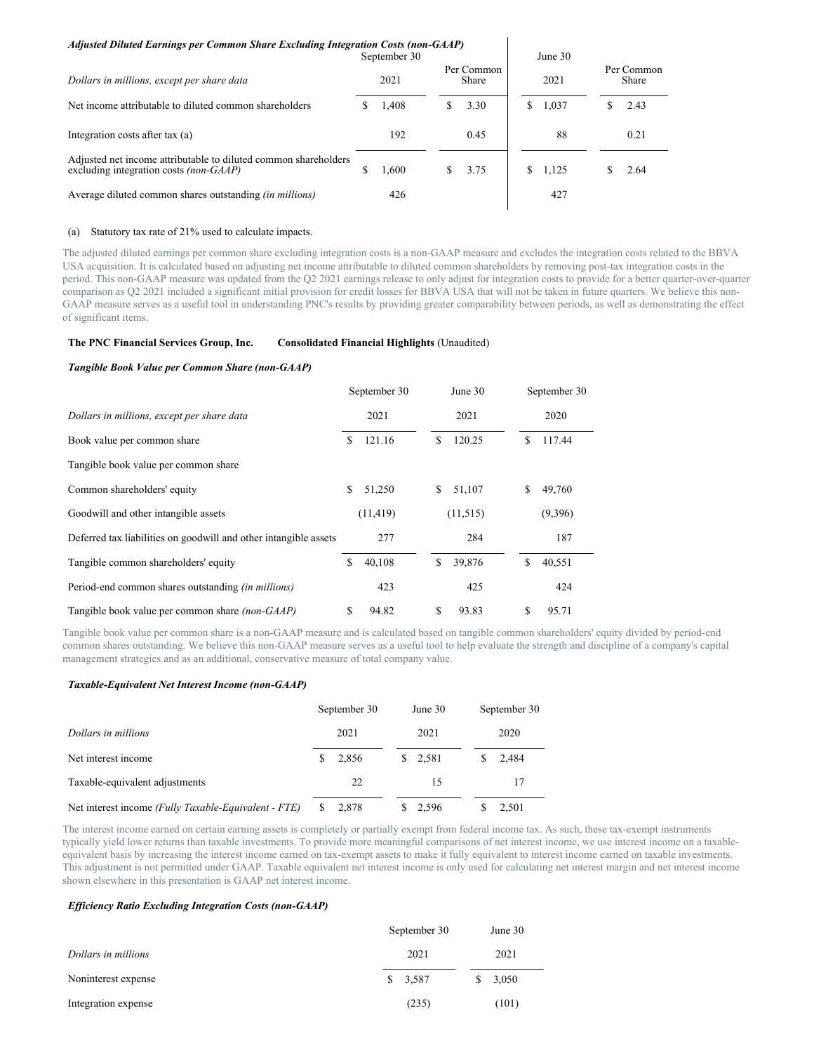***Adjusted Diluted Earnings per Common Share Excluding Integration Costs (non-GAAP)***

| *Dollars in millions, except per share data* | September 30 2021 | Per Common Share | June 30 2021 | Per Common Share |
|---|---|---|---|---|
| Net income attributable to diluted common shareholders | $ 1,408 | $ 3.30 | $ 1,037 | $ 2.43 |
| Integration costs after tax (a) | 192 | 0.45 | 88 | 0.21 |
| Adjusted net income attributable to diluted common shareholders excluding integration costs *(non-GAAP)* | $ 1,600 | $ 3.75 | $ 1,125 | $ 2.64 |
| Average diluted common shares outstanding *(in millions)* | 426 | | 427 | |

(a) Statutory tax rate of 21% used to calculate impacts.

The adjusted diluted earnings per common share excluding integration costs is a non-GAAP measure and excludes the integration costs related to the BBVA USA acquisition. It is calculated based on adjusting net income attributable to diluted common shareholders by removing post-tax integration costs in the period. This non-GAAP measure was updated from the Q2 2021 earnings release to only adjust for integration costs to provide for a better quarter-over-quarter comparison as Q2 2021 included a significant initial provision for credit losses for BBVA USA that will not be taken in future quarters. We believe this non-GAAP measure serves as a useful tool in understanding PNC's results by providing greater comparability between periods, as well as demonstrating the effect of significant items.

**The PNC Financial Services Group, Inc.** **Consolidated Financial Highlights** (Unaudited)

***Tangible Book Value per Common Share (non-GAAP)***

| *Dollars in millions, except per share data* | September 30 2021 | June 30 2021 | September 30 2020 |
|---|---|---|---|
| Book value per common share | $ 121.16 | $ 120.25 | $ 117.44 |
| Tangible book value per common share | | | |
| Common shareholders' equity | $ 51,250 | $ 51,107 | $ 49,760 |
| Goodwill and other intangible assets | (11,419) | (11,515) | (9,396) |
| Deferred tax liabilities on goodwill and other intangible assets | 277 | 284 | 187 |
| Tangible common shareholders' equity | $ 40,108 | $ 39,876 | $ 40,551 |
| Period-end common shares outstanding *(in millions)* | 423 | 425 | 424 |
| Tangible book value per common share *(non-GAAP)* | $ 94.82 | $ 93.83 | $ 95.71 |

Tangible book value per common share is a non-GAAP measure and is calculated based on tangible common shareholders' equity divided by period-end common shares outstanding. We believe this non-GAAP measure serves as a useful tool to help evaluate the strength and discipline of a company's capital management strategies and as an additional, conservative measure of total company value.

***Taxable-Equivalent Net Interest Income (non-GAAP)***

| *Dollars in millions* | September 30 2021 | June 30 2021 | September 30 2020 |
|---|---|---|---|
| Net interest income | $ 2,856 | $ 2,581 | $ 2,484 |
| Taxable-equivalent adjustments | 22 | 15 | 17 |
| Net interest income *(Fully Taxable-Equivalent - FTE)* | $ 2,878 | $ 2,596 | $ 2,501 |

The interest income earned on certain earning assets is completely or partially exempt from federal income tax. As such, these tax-exempt instruments typically yield lower returns than taxable investments. To provide more meaningful comparisons of net interest income, we use interest income on a taxable-equivalent basis by increasing the interest income earned on tax-exempt assets to make it fully equivalent to interest income earned on taxable investments. This adjustment is not permitted under GAAP. Taxable equivalent net interest income is only used for calculating net interest margin and net interest income shown elsewhere in this presentation is GAAP net interest income.

***Efficiency Ratio Excluding Integration Costs (non-GAAP)***

| *Dollars in millions* | September 30 2021 | June 30 2021 |
|---|---|---|
| Noninterest expense | $ 3,587 | $ 3,050 |
| Integration expense | (235) | (101) |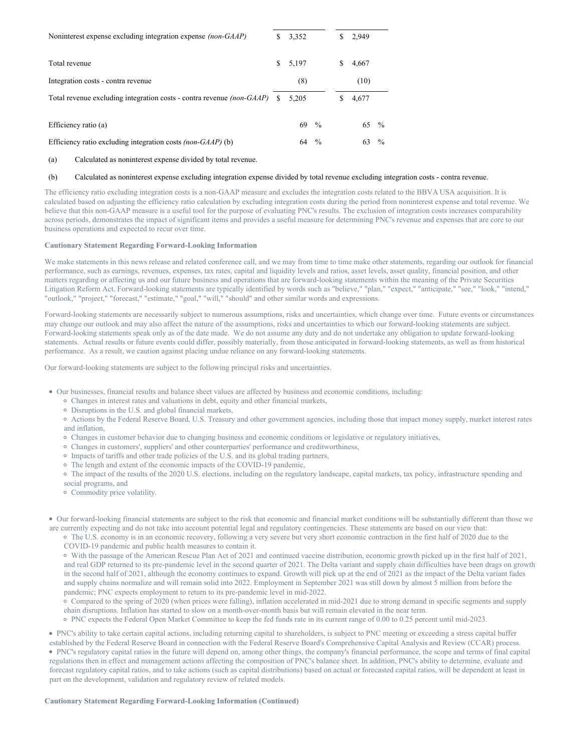| | | |
|---|---|---|
| Noninterest expense excluding integration expense *(non-GAAP)* | $ 3,352 | $ 2,949 |
| | | |
| Total revenue | $ 5,197 | $ 4,667 |
| Integration costs - contra revenue | (8) | (10) |
| Total revenue excluding integration costs - contra revenue *(non-GAAP)* | $ 5,205 | $ 4,677 |
| | | |
| Efficiency ratio (a) | 69 % | 65 % |
| Efficiency ratio excluding integration costs *(non-GAAP)* (b) | 64 % | 63 % |

(a) Calculated as noninterest expense divided by total revenue.

(b) Calculated as noninterest expense excluding integration expense divided by total revenue excluding integration costs - contra revenue.

The efficiency ratio excluding integration costs is a non-GAAP measure and excludes the integration costs related to the BBVA USA acquisition. It is calculated based on adjusting the efficiency ratio calculation by excluding integration costs during the period from noninterest expense and total revenue. We believe that this non-GAAP measure is a useful tool for the purpose of evaluating PNC's results. The exclusion of integration costs increases comparability across periods, demonstrates the impact of significant items and provides a useful measure for determining PNC's revenue and expenses that are core to our business operations and expected to recur over time.

**Cautionary Statement Regarding Forward-Looking Information**

We make statements in this news release and related conference call, and we may from time to time make other statements, regarding our outlook for financial performance, such as earnings, revenues, expenses, tax rates, capital and liquidity levels and ratios, asset levels, asset quality, financial position, and other matters regarding or affecting us and our future business and operations that are forward-looking statements within the meaning of the Private Securities Litigation Reform Act. Forward-looking statements are typically identified by words such as "believe," "plan," "expect," "anticipate," "see," "look," "intend," "outlook," "project," "forecast," "estimate," "goal," "will," "should" and other similar words and expressions.

Forward-looking statements are necessarily subject to numerous assumptions, risks and uncertainties, which change over time. Future events or circumstances may change our outlook and may also affect the nature of the assumptions, risks and uncertainties to which our forward-looking statements are subject. Forward-looking statements speak only as of the date made. We do not assume any duty and do not undertake any obligation to update forward-looking statements. Actual results or future events could differ, possibly materially, from those anticipated in forward-looking statements, as well as from historical performance. As a result, we caution against placing undue reliance on any forward-looking statements.

Our forward-looking statements are subject to the following principal risks and uncertainties.

- Our businesses, financial results and balance sheet values are affected by business and economic conditions, including:
  - Changes in interest rates and valuations in debt, equity and other financial markets,
  - Disruptions in the U.S. and global financial markets,
  - Actions by the Federal Reserve Board, U.S. Treasury and other government agencies, including those that impact money supply, market interest rates and inflation,
  - Changes in customer behavior due to changing business and economic conditions or legislative or regulatory initiatives,
  - Changes in customers', suppliers' and other counterparties' performance and creditworthiness,
  - Impacts of tariffs and other trade policies of the U.S. and its global trading partners,
  - The length and extent of the economic impacts of the COVID-19 pandemic,
  - The impact of the results of the 2020 U.S. elections, including on the regulatory landscape, capital markets, tax policy, infrastructure spending and social programs, and
  - Commodity price volatility.

- Our forward-looking financial statements are subject to the risk that economic and financial market conditions will be substantially different than those we are currently expecting and do not take into account potential legal and regulatory contingencies. These statements are based on our view that:
  - The U.S. economy is in an economic recovery, following a very severe but very short economic contraction in the first half of 2020 due to the COVID-19 pandemic and public health measures to contain it.
  - With the passage of the American Rescue Plan Act of 2021 and continued vaccine distribution, economic growth picked up in the first half of 2021, and real GDP returned to its pre-pandemic level in the second quarter of 2021. The Delta variant and supply chain difficulties have been drags on growth in the second half of 2021, although the economy continues to expand. Growth will pick up at the end of 2021 as the impact of the Delta variant fades and supply chains normalize and will remain solid into 2022. Employment in September 2021 was still down by almost 5 million from before the pandemic; PNC expects employment to return to its pre-pandemic level in mid-2022.
  - Compared to the spring of 2020 (when prices were falling), inflation accelerated in mid-2021 due to strong demand in specific segments and supply chain disruptions. Inflation has started to slow on a month-over-month basis but will remain elevated in the near term.
  - PNC expects the Federal Open Market Committee to keep the fed funds rate in its current range of 0.00 to 0.25 percent until mid-2023.
- PNC's ability to take certain capital actions, including returning capital to shareholders, is subject to PNC meeting or exceeding a stress capital buffer established by the Federal Reserve Board in connection with the Federal Reserve Board's Comprehensive Capital Analysis and Review (CCAR) process.
- PNC's regulatory capital ratios in the future will depend on, among other things, the company's financial performance, the scope and terms of final capital regulations then in effect and management actions affecting the composition of PNC's balance sheet. In addition, PNC's ability to determine, evaluate and forecast regulatory capital ratios, and to take actions (such as capital distributions) based on actual or forecasted capital ratios, will be dependent at least in part on the development, validation and regulatory review of related models.

**Cautionary Statement Regarding Forward-Looking Information (Continued)**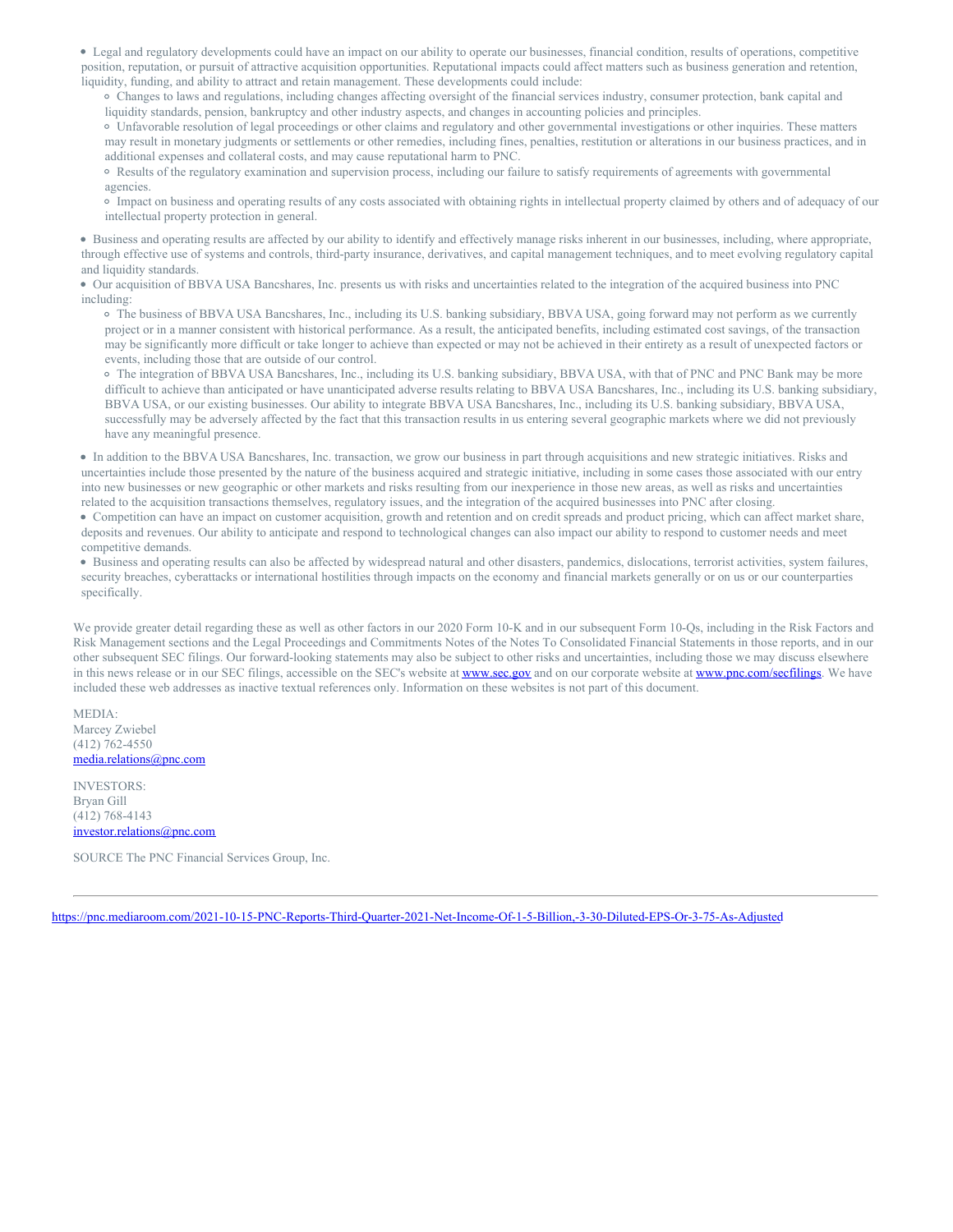- Legal and regulatory developments could have an impact on our ability to operate our businesses, financial condition, results of operations, competitive position, reputation, or pursuit of attractive acquisition opportunities. Reputational impacts could affect matters such as business generation and retention, liquidity, funding, and ability to attract and retain management. These developments could include:
  - Changes to laws and regulations, including changes affecting oversight of the financial services industry, consumer protection, bank capital and liquidity standards, pension, bankruptcy and other industry aspects, and changes in accounting policies and principles.
  - Unfavorable resolution of legal proceedings or other claims and regulatory and other governmental investigations or other inquiries. These matters may result in monetary judgments or settlements or other remedies, including fines, penalties, restitution or alterations in our business practices, and in additional expenses and collateral costs, and may cause reputational harm to PNC.
  - Results of the regulatory examination and supervision process, including our failure to satisfy requirements of agreements with governmental agencies.
  - Impact on business and operating results of any costs associated with obtaining rights in intellectual property claimed by others and of adequacy of our intellectual property protection in general.
- Business and operating results are affected by our ability to identify and effectively manage risks inherent in our businesses, including, where appropriate, through effective use of systems and controls, third-party insurance, derivatives, and capital management techniques, and to meet evolving regulatory capital and liquidity standards.
- Our acquisition of BBVA USA Bancshares, Inc. presents us with risks and uncertainties related to the integration of the acquired business into PNC including:
  - The business of BBVA USA Bancshares, Inc., including its U.S. banking subsidiary, BBVA USA, going forward may not perform as we currently project or in a manner consistent with historical performance. As a result, the anticipated benefits, including estimated cost savings, of the transaction may be significantly more difficult or take longer to achieve than expected or may not be achieved in their entirety as a result of unexpected factors or events, including those that are outside of our control.
  - The integration of BBVA USA Bancshares, Inc., including its U.S. banking subsidiary, BBVA USA, with that of PNC and PNC Bank may be more difficult to achieve than anticipated or have unanticipated adverse results relating to BBVA USA Bancshares, Inc., including its U.S. banking subsidiary, BBVA USA, or our existing businesses. Our ability to integrate BBVA USA Bancshares, Inc., including its U.S. banking subsidiary, BBVA USA, successfully may be adversely affected by the fact that this transaction results in us entering several geographic markets where we did not previously have any meaningful presence.
- In addition to the BBVA USA Bancshares, Inc. transaction, we grow our business in part through acquisitions and new strategic initiatives. Risks and uncertainties include those presented by the nature of the business acquired and strategic initiative, including in some cases those associated with our entry into new businesses or new geographic or other markets and risks resulting from our inexperience in those new areas, as well as risks and uncertainties related to the acquisition transactions themselves, regulatory issues, and the integration of the acquired businesses into PNC after closing.
- Competition can have an impact on customer acquisition, growth and retention and on credit spreads and product pricing, which can affect market share, deposits and revenues. Our ability to anticipate and respond to technological changes can also impact our ability to respond to customer needs and meet competitive demands.
- Business and operating results can also be affected by widespread natural and other disasters, pandemics, dislocations, terrorist activities, system failures, security breaches, cyberattacks or international hostilities through impacts on the economy and financial markets generally or on us or our counterparties specifically.

We provide greater detail regarding these as well as other factors in our 2020 Form 10-K and in our subsequent Form 10-Qs, including in the Risk Factors and Risk Management sections and the Legal Proceedings and Commitments Notes of the Notes To Consolidated Financial Statements in those reports, and in our other subsequent SEC filings. Our forward-looking statements may also be subject to other risks and uncertainties, including those we may discuss elsewhere in this news release or in our SEC filings, accessible on the SEC's website at www.sec.gov and on our corporate website at www.pnc.com/secfilings. We have included these web addresses as inactive textual references only. Information on these websites is not part of this document.

MEDIA:
Marcey Zwiebel
(412) 762-4550
media.relations@pnc.com

INVESTORS:
Bryan Gill
(412) 768-4143
investor.relations@pnc.com

SOURCE The PNC Financial Services Group, Inc.

https://pnc.mediaroom.com/2021-10-15-PNC-Reports-Third-Quarter-2021-Net-Income-Of-1-5-Billion,-3-30-Diluted-EPS-Or-3-75-As-Adjusted